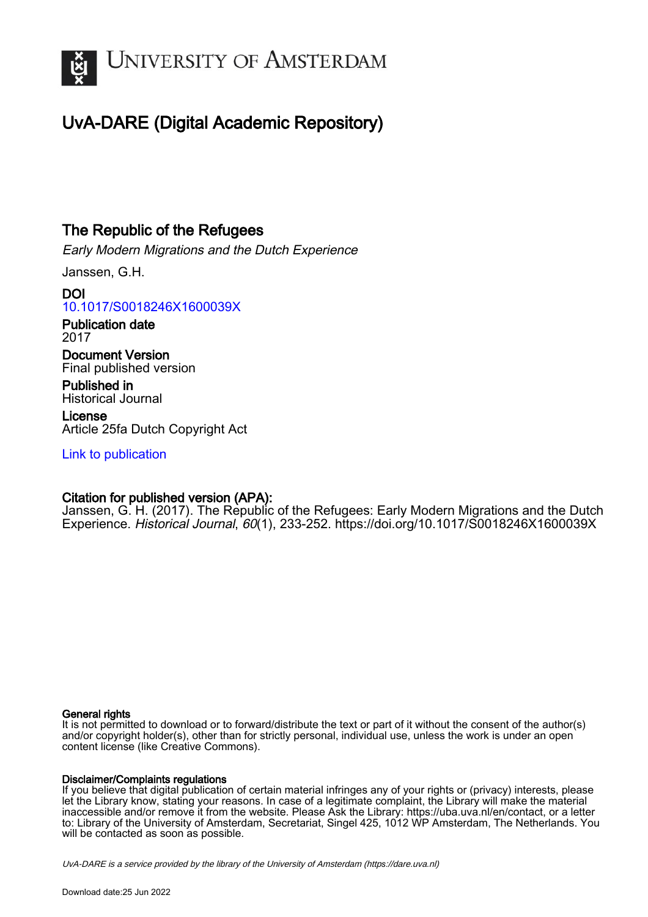# UvA-DARE (Digital Academic Repository)

## The Republic of the Refugees

*Early Modern Migrations and the Dutch Experience*

Janssen, G.H.

**DOI**
10.1017/S0018246X1600039X

**Publication date**
2017

**Document Version**
Final published version

**Published in**
Historical Journal

**License**
Article 25fa Dutch Copyright Act

Link to publication

**Citation for published version (APA):**
Janssen, G. H. (2017). The Republic of the Refugees: Early Modern Migrations and the Dutch Experience. *Historical Journal*, *60*(1), 233-252. https://doi.org/10.1017/S0018246X1600039X

**General rights**
It is not permitted to download or to forward/distribute the text or part of it without the consent of the author(s) and/or copyright holder(s), other than for strictly personal, individual use, unless the work is under an open content license (like Creative Commons).

**Disclaimer/Complaints regulations**
If you believe that digital publication of certain material infringes any of your rights or (privacy) interests, please let the Library know, stating your reasons. In case of a legitimate complaint, the Library will make the material inaccessible and/or remove it from the website. Please Ask the Library: https://uba.uva.nl/en/contact, or a letter to: Library of the University of Amsterdam, Secretariat, Singel 425, 1012 WP Amsterdam, The Netherlands. You will be contacted as soon as possible.

*UvA-DARE is a service provided by the library of the University of Amsterdam (https://dare.uva.nl)*

Download date:25 Jun 2022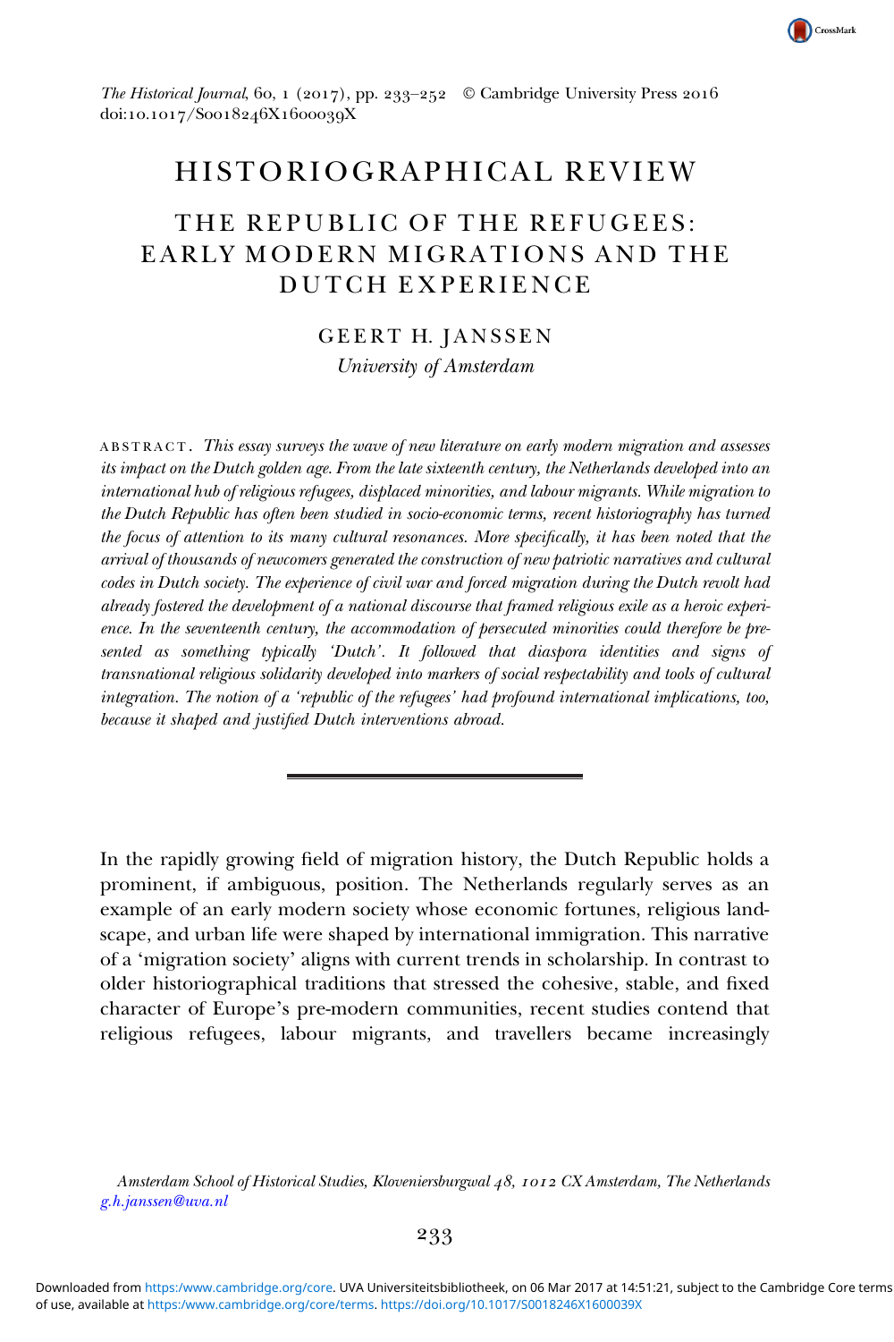# HISTORIOGRAPHICAL REVIEW

## THE REPUBLIC OF THE REFUGEES: EARLY MODERN MIGRATIONS AND THE DUTCH EXPERIENCE

GEERT H. JANSSEN

*University of Amsterdam*

ABSTRACT. *This essay surveys the wave of new literature on early modern migration and assesses its impact on the Dutch golden age. From the late sixteenth century, the Netherlands developed into an international hub of religious refugees, displaced minorities, and labour migrants. While migration to the Dutch Republic has often been studied in socio-economic terms, recent historiography has turned the focus of attention to its many cultural resonances. More specifically, it has been noted that the arrival of thousands of newcomers generated the construction of new patriotic narratives and cultural codes in Dutch society. The experience of civil war and forced migration during the Dutch revolt had already fostered the development of a national discourse that framed religious exile as a heroic experience. In the seventeenth century, the accommodation of persecuted minorities could therefore be presented as something typically 'Dutch'. It followed that diaspora identities and signs of transnational religious solidarity developed into markers of social respectability and tools of cultural integration. The notion of a 'republic of the refugees' had profound international implications, too, because it shaped and justified Dutch interventions abroad.*

In the rapidly growing field of migration history, the Dutch Republic holds a prominent, if ambiguous, position. The Netherlands regularly serves as an example of an early modern society whose economic fortunes, religious landscape, and urban life were shaped by international immigration. This narrative of a 'migration society' aligns with current trends in scholarship. In contrast to older historiographical traditions that stressed the cohesive, stable, and fixed character of Europe's pre-modern communities, recent studies contend that religious refugees, labour migrants, and travellers became increasingly

*Amsterdam School of Historical Studies, Kloveniersburgwal 48, 1012 CX Amsterdam, The Netherlands*
g.h.janssen@uva.nl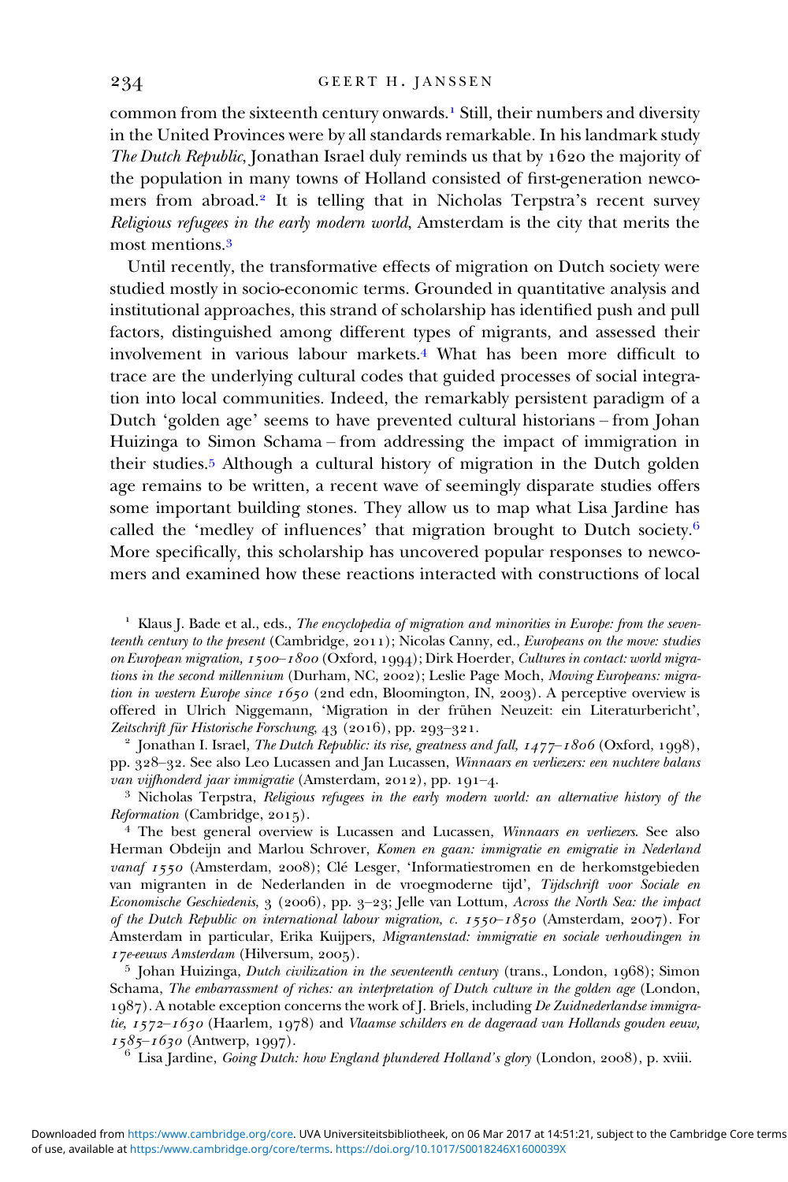common from the sixteenth century onwards.[1] Still, their numbers and diversity in the United Provinces were by all standards remarkable. In his landmark study *The Dutch Republic*, Jonathan Israel duly reminds us that by 1620 the majority of the population in many towns of Holland consisted of first-generation newcomers from abroad.[2] It is telling that in Nicholas Terpstra's recent survey *Religious refugees in the early modern world*, Amsterdam is the city that merits the most mentions.[3]

Until recently, the transformative effects of migration on Dutch society were studied mostly in socio-economic terms. Grounded in quantitative analysis and institutional approaches, this strand of scholarship has identified push and pull factors, distinguished among different types of migrants, and assessed their involvement in various labour markets.[4] What has been more difficult to trace are the underlying cultural codes that guided processes of social integration into local communities. Indeed, the remarkably persistent paradigm of a Dutch 'golden age' seems to have prevented cultural historians – from Johan Huizinga to Simon Schama – from addressing the impact of immigration in their studies.[5] Although a cultural history of migration in the Dutch golden age remains to be written, a recent wave of seemingly disparate studies offers some important building stones. They allow us to map what Lisa Jardine has called the 'medley of influences' that migration brought to Dutch society.[6] More specifically, this scholarship has uncovered popular responses to newcomers and examined how these reactions interacted with constructions of local

[1] Klaus J. Bade et al., eds., *The encyclopedia of migration and minorities in Europe: from the seventeenth century to the present* (Cambridge, 2011); Nicolas Canny, ed., *Europeans on the move: studies on European migration, 1500–1800* (Oxford, 1994); Dirk Hoerder, *Cultures in contact: world migrations in the second millennium* (Durham, NC, 2002); Leslie Page Moch, *Moving Europeans: migration in western Europe since 1650* (2nd edn, Bloomington, IN, 2003). A perceptive overview is offered in Ulrich Niggemann, 'Migration in der frühen Neuzeit: ein Literaturbericht', *Zeitschrift für Historische Forschung*, 43 (2016), pp. 293–321.

[2] Jonathan I. Israel, *The Dutch Republic: its rise, greatness and fall, 1477–1806* (Oxford, 1998), pp. 328–32. See also Leo Lucassen and Jan Lucassen, *Winnaars en verliezers: een nuchtere balans van vijfhonderd jaar immigratie* (Amsterdam, 2012), pp. 191–4.

[3] Nicholas Terpstra, *Religious refugees in the early modern world: an alternative history of the Reformation* (Cambridge, 2015).

[4] The best general overview is Lucassen and Lucassen, *Winnaars en verliezers*. See also Herman Obdeijn and Marlou Schrover, *Komen en gaan: immigratie en emigratie in Nederland vanaf 1550* (Amsterdam, 2008); Clé Lesger, 'Informatiestromen en de herkomstgebieden van migranten in de Nederlanden in de vroegmoderne tijd', *Tijdschrift voor Sociale en Economische Geschiedenis*, 3 (2006), pp. 3–23; Jelle van Lottum, *Across the North Sea: the impact of the Dutch Republic on international labour migration, c. 1550–1850* (Amsterdam, 2007). For Amsterdam in particular, Erika Kuijpers, *Migrantenstad: immigratie en sociale verhoudingen in 17e-eeuws Amsterdam* (Hilversum, 2005).

[5] Johan Huizinga, *Dutch civilization in the seventeenth century* (trans., London, 1968); Simon Schama, *The embarrassment of riches: an interpretation of Dutch culture in the golden age* (London, 1987). A notable exception concerns the work of J. Briels, including *De Zuidnederlandse immigratie, 1572–1630* (Haarlem, 1978) and *Vlaamse schilders en de dageraad van Hollands gouden eeuw, 1585–1630* (Antwerp, 1997).

[6] Lisa Jardine, *Going Dutch: how England plundered Holland's glory* (London, 2008), p. xviii.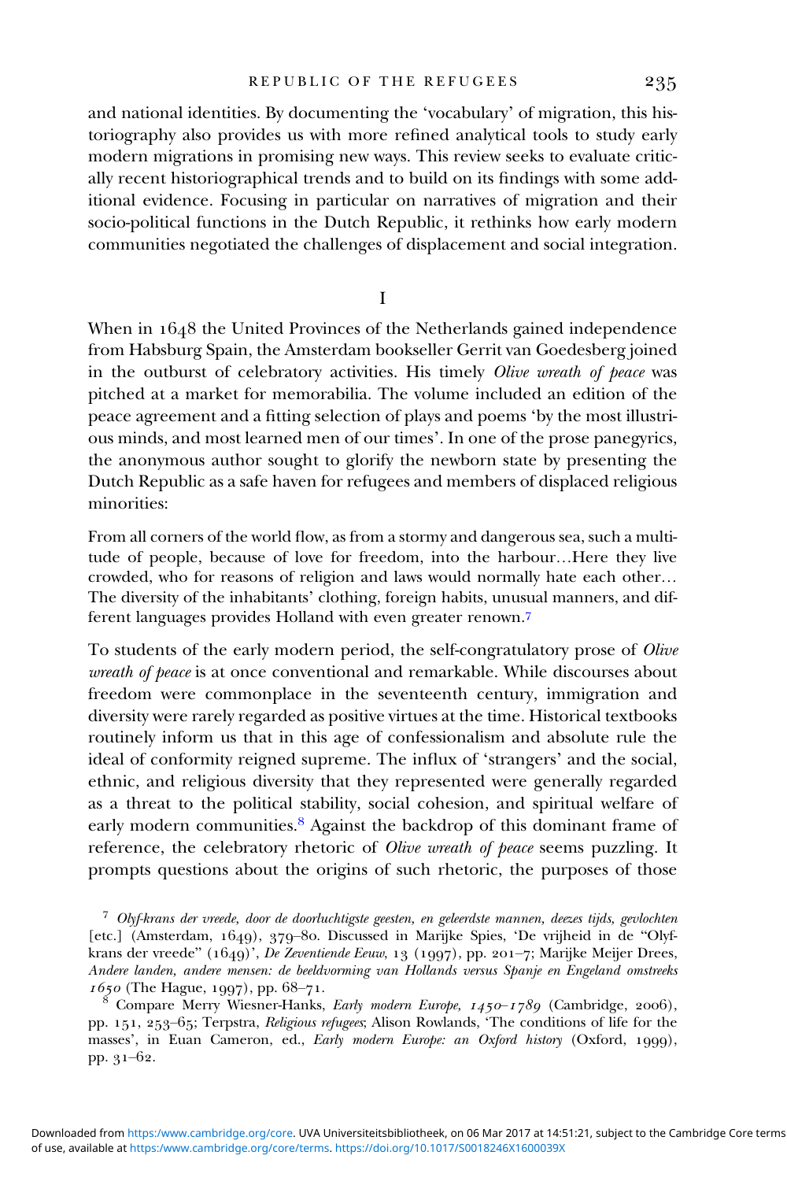and national identities. By documenting the 'vocabulary' of migration, this historiography also provides us with more refined analytical tools to study early modern migrations in promising new ways. This review seeks to evaluate critically recent historiographical trends and to build on its findings with some additional evidence. Focusing in particular on narratives of migration and their socio-political functions in the Dutch Republic, it rethinks how early modern communities negotiated the challenges of displacement and social integration.

## I

When in 1648 the United Provinces of the Netherlands gained independence from Habsburg Spain, the Amsterdam bookseller Gerrit van Goedesberg joined in the outburst of celebratory activities. His timely *Olive wreath of peace* was pitched at a market for memorabilia. The volume included an edition of the peace agreement and a fitting selection of plays and poems 'by the most illustrious minds, and most learned men of our times'. In one of the prose panegyrics, the anonymous author sought to glorify the newborn state by presenting the Dutch Republic as a safe haven for refugees and members of displaced religious minorities:

> From all corners of the world flow, as from a stormy and dangerous sea, such a multitude of people, because of love for freedom, into the harbour…Here they live crowded, who for reasons of religion and laws would normally hate each other… The diversity of the inhabitants' clothing, foreign habits, unusual manners, and different languages provides Holland with even greater renown.[7]

To students of the early modern period, the self-congratulatory prose of *Olive wreath of peace* is at once conventional and remarkable. While discourses about freedom were commonplace in the seventeenth century, immigration and diversity were rarely regarded as positive virtues at the time. Historical textbooks routinely inform us that in this age of confessionalism and absolute rule the ideal of conformity reigned supreme. The influx of 'strangers' and the social, ethnic, and religious diversity that they represented were generally regarded as a threat to the political stability, social cohesion, and spiritual welfare of early modern communities.[8] Against the backdrop of this dominant frame of reference, the celebratory rhetoric of *Olive wreath of peace* seems puzzling. It prompts questions about the origins of such rhetoric, the purposes of those

[7] *Olyf-krans der vreede, door de doorluchtigste geesten, en geleerdste mannen, deezes tijds, gevlochten* [etc.] (Amsterdam, 1649), 379–80. Discussed in Marijke Spies, 'De vrijheid in de "Olyf-krans der vreede" (1649)', *De Zeventiende Eeuw*, 13 (1997), pp. 201–7; Marijke Meijer Drees, *Andere landen, andere mensen: de beeldvorming van Hollands versus Spanje en Engeland omstreeks 1650* (The Hague, 1997), pp. 68–71.

[8] Compare Merry Wiesner-Hanks, *Early modern Europe, 1450–1789* (Cambridge, 2006), pp. 151, 253–65; Terpstra, *Religious refugees*; Alison Rowlands, 'The conditions of life for the masses', in Euan Cameron, ed., *Early modern Europe: an Oxford history* (Oxford, 1999), pp. 31–62.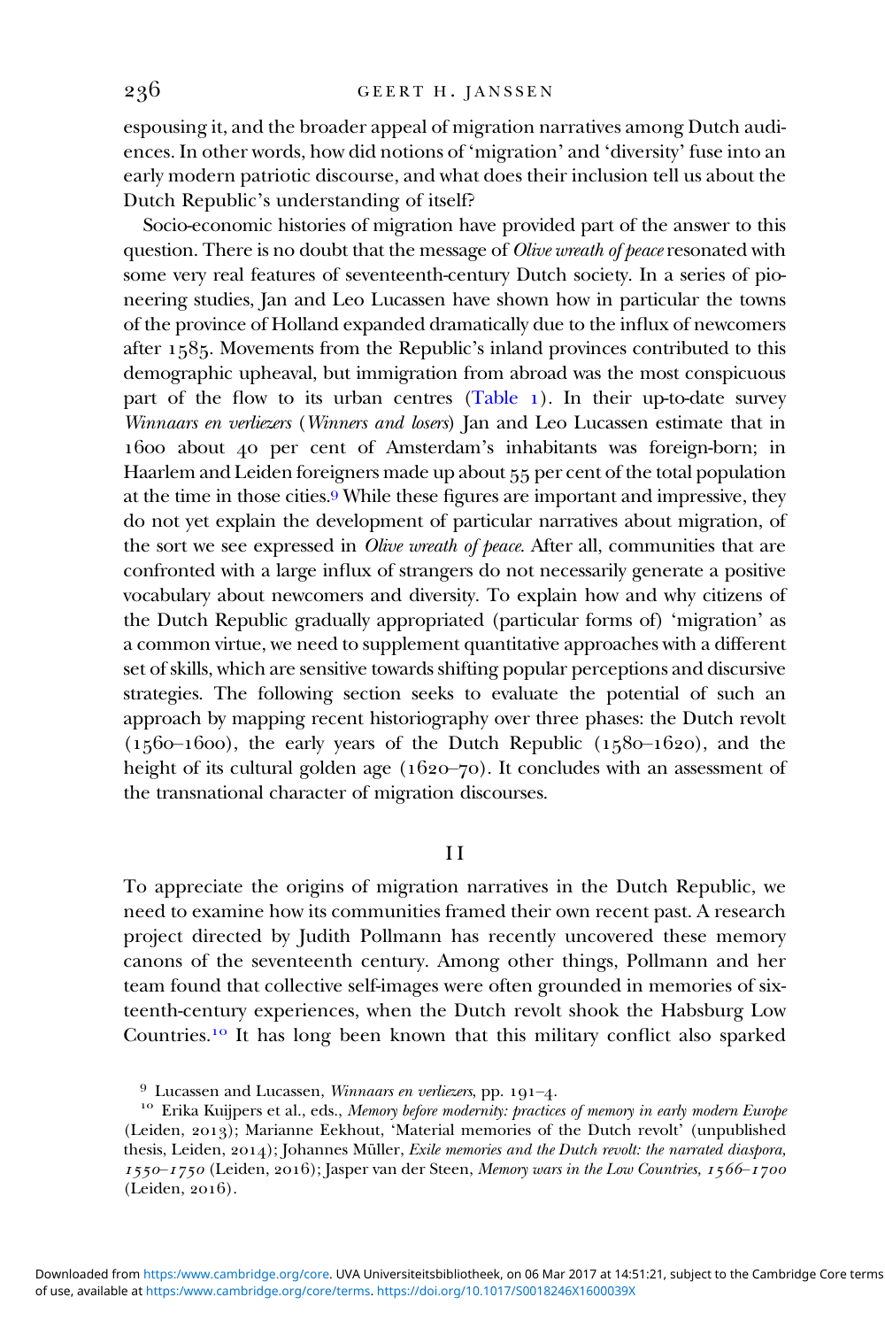espousing it, and the broader appeal of migration narratives among Dutch audiences. In other words, how did notions of 'migration' and 'diversity' fuse into an early modern patriotic discourse, and what does their inclusion tell us about the Dutch Republic's understanding of itself?

Socio-economic histories of migration have provided part of the answer to this question. There is no doubt that the message of *Olive wreath of peace* resonated with some very real features of seventeenth-century Dutch society. In a series of pioneering studies, Jan and Leo Lucassen have shown how in particular the towns of the province of Holland expanded dramatically due to the influx of newcomers after 1585. Movements from the Republic's inland provinces contributed to this demographic upheaval, but immigration from abroad was the most conspicuous part of the flow to its urban centres (Table 1). In their up-to-date survey *Winnaars en verliezers* (*Winners and losers*) Jan and Leo Lucassen estimate that in 1600 about 40 per cent of Amsterdam's inhabitants was foreign-born; in Haarlem and Leiden foreigners made up about 55 per cent of the total population at the time in those cities.[9] While these figures are important and impressive, they do not yet explain the development of particular narratives about migration, of the sort we see expressed in *Olive wreath of peace*. After all, communities that are confronted with a large influx of strangers do not necessarily generate a positive vocabulary about newcomers and diversity. To explain how and why citizens of the Dutch Republic gradually appropriated (particular forms of) 'migration' as a common virtue, we need to supplement quantitative approaches with a different set of skills, which are sensitive towards shifting popular perceptions and discursive strategies. The following section seeks to evaluate the potential of such an approach by mapping recent historiography over three phases: the Dutch revolt (1560–1600), the early years of the Dutch Republic (1580–1620), and the height of its cultural golden age (1620–70). It concludes with an assessment of the transnational character of migration discourses.

## II

To appreciate the origins of migration narratives in the Dutch Republic, we need to examine how its communities framed their own recent past. A research project directed by Judith Pollmann has recently uncovered these memory canons of the seventeenth century. Among other things, Pollmann and her team found that collective self-images were often grounded in memories of sixteenth-century experiences, when the Dutch revolt shook the Habsburg Low Countries.[10] It has long been known that this military conflict also sparked

[9] Lucassen and Lucassen, *Winnaars en verliezers*, pp. 191–4.

[10] Erika Kuijpers et al., eds., *Memory before modernity: practices of memory in early modern Europe* (Leiden, 2013); Marianne Eekhout, 'Material memories of the Dutch revolt' (unpublished thesis, Leiden, 2014); Johannes Müller, *Exile memories and the Dutch revolt: the narrated diaspora, 1550–1750* (Leiden, 2016); Jasper van der Steen, *Memory wars in the Low Countries, 1566–1700* (Leiden, 2016).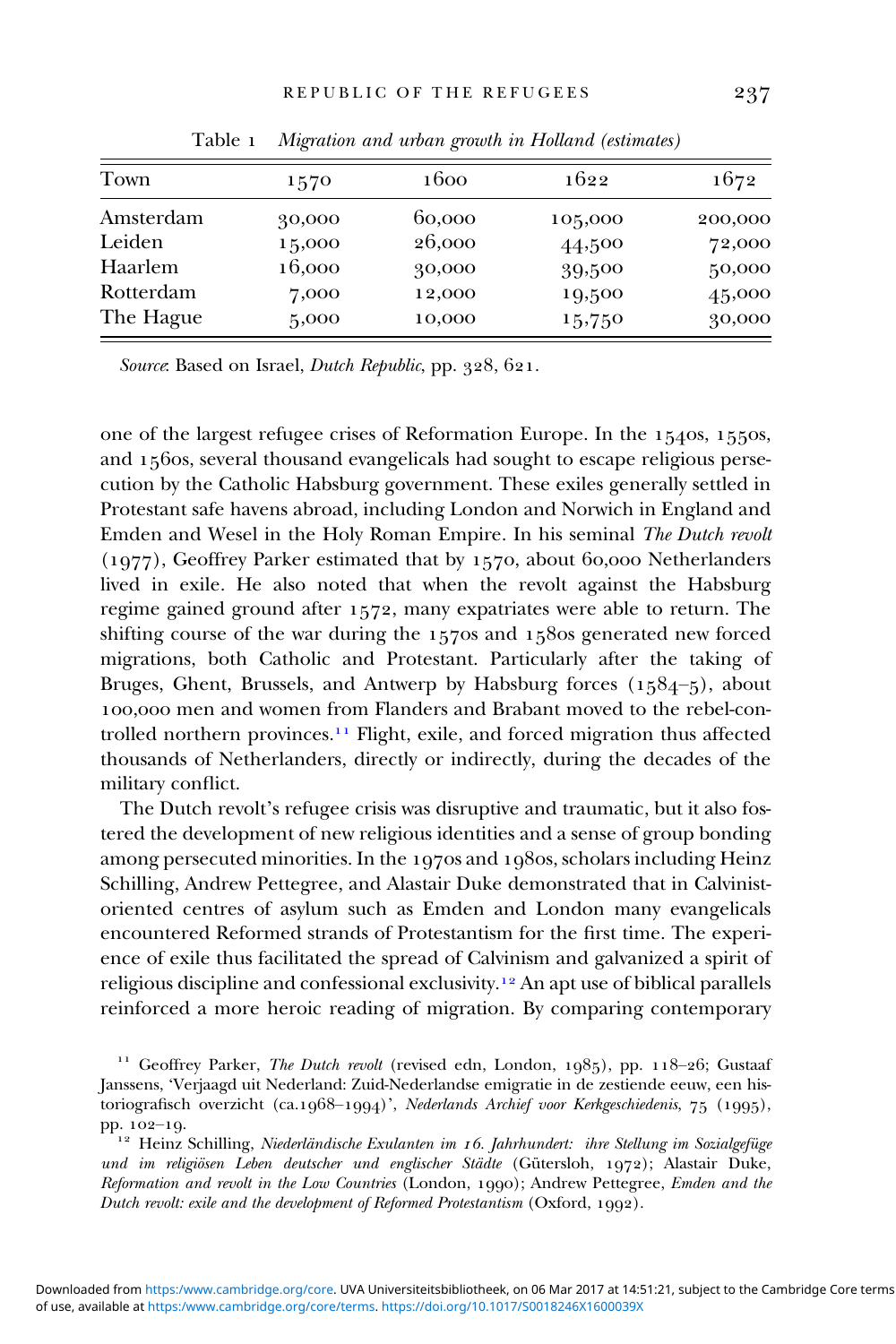Table 1 *Migration and urban growth in Holland (estimates)*

| Town | 1570 | 1600 | 1622 | 1672 |
|---|---|---|---|---|
| Amsterdam | 30,000 | 60,000 | 105,000 | 200,000 |
| Leiden | 15,000 | 26,000 | 44,500 | 72,000 |
| Haarlem | 16,000 | 30,000 | 39,500 | 50,000 |
| Rotterdam | 7,000 | 12,000 | 19,500 | 45,000 |
| The Hague | 5,000 | 10,000 | 15,750 | 30,000 |

*Source*: Based on Israel, *Dutch Republic*, pp. 328, 621.

one of the largest refugee crises of Reformation Europe. In the 1540s, 1550s, and 1560s, several thousand evangelicals had sought to escape religious persecution by the Catholic Habsburg government. These exiles generally settled in Protestant safe havens abroad, including London and Norwich in England and Emden and Wesel in the Holy Roman Empire. In his seminal *The Dutch revolt* (1977), Geoffrey Parker estimated that by 1570, about 60,000 Netherlanders lived in exile. He also noted that when the revolt against the Habsburg regime gained ground after 1572, many expatriates were able to return. The shifting course of the war during the 1570s and 1580s generated new forced migrations, both Catholic and Protestant. Particularly after the taking of Bruges, Ghent, Brussels, and Antwerp by Habsburg forces (1584–5), about 100,000 men and women from Flanders and Brabant moved to the rebel-controlled northern provinces.[11] Flight, exile, and forced migration thus affected thousands of Netherlanders, directly or indirectly, during the decades of the military conflict.

The Dutch revolt's refugee crisis was disruptive and traumatic, but it also fostered the development of new religious identities and a sense of group bonding among persecuted minorities. In the 1970s and 1980s, scholars including Heinz Schilling, Andrew Pettegree, and Alastair Duke demonstrated that in Calvinist-oriented centres of asylum such as Emden and London many evangelicals encountered Reformed strands of Protestantism for the first time. The experience of exile thus facilitated the spread of Calvinism and galvanized a spirit of religious discipline and confessional exclusivity.[12] An apt use of biblical parallels reinforced a more heroic reading of migration. By comparing contemporary

[11] Geoffrey Parker, *The Dutch revolt* (revised edn, London, 1985), pp. 118–26; Gustaaf Janssens, 'Verjaagd uit Nederland: Zuid-Nederlandse emigratie in de zestiende eeuw, een historiografisch overzicht (ca.1968–1994)', *Nederlands Archief voor Kerkgeschiedenis*, 75 (1995), pp. 102–19.

[12] Heinz Schilling, *Niederländische Exulanten im 16. Jahrhundert: ihre Stellung im Sozialgefüge und im religiösen Leben deutscher und englischer Städte* (Gütersloh, 1972); Alastair Duke, *Reformation and revolt in the Low Countries* (London, 1990); Andrew Pettegree, *Emden and the Dutch revolt: exile and the development of Reformed Protestantism* (Oxford, 1992).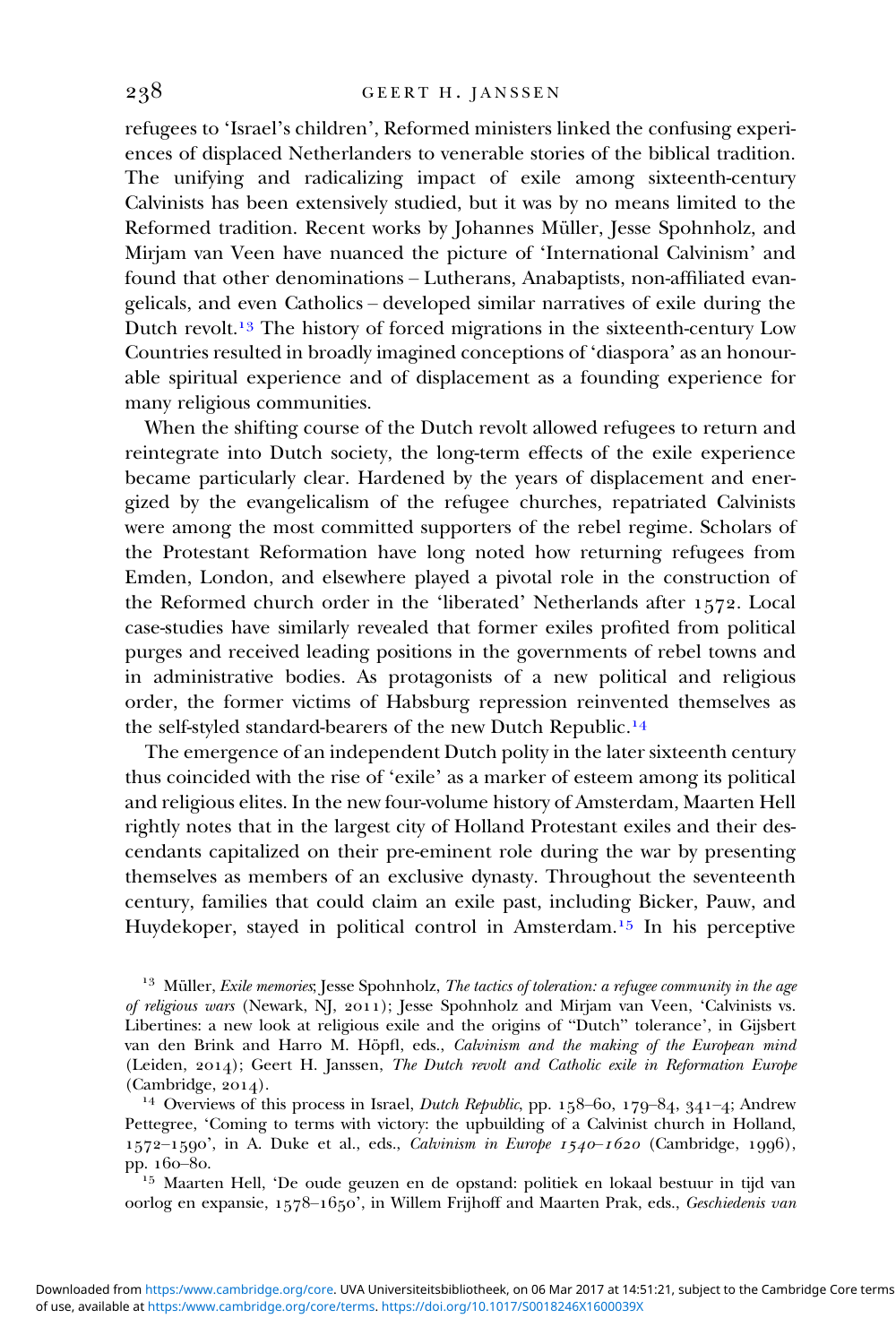refugees to 'Israel's children', Reformed ministers linked the confusing experiences of displaced Netherlanders to venerable stories of the biblical tradition. The unifying and radicalizing impact of exile among sixteenth-century Calvinists has been extensively studied, but it was by no means limited to the Reformed tradition. Recent works by Johannes Müller, Jesse Spohnholz, and Mirjam van Veen have nuanced the picture of 'International Calvinism' and found that other denominations – Lutherans, Anabaptists, non-affiliated evangelicals, and even Catholics – developed similar narratives of exile during the Dutch revolt.[13] The history of forced migrations in the sixteenth-century Low Countries resulted in broadly imagined conceptions of 'diaspora' as an honourable spiritual experience and of displacement as a founding experience for many religious communities.

When the shifting course of the Dutch revolt allowed refugees to return and reintegrate into Dutch society, the long-term effects of the exile experience became particularly clear. Hardened by the years of displacement and energized by the evangelicalism of the refugee churches, repatriated Calvinists were among the most committed supporters of the rebel regime. Scholars of the Protestant Reformation have long noted how returning refugees from Emden, London, and elsewhere played a pivotal role in the construction of the Reformed church order in the 'liberated' Netherlands after 1572. Local case-studies have similarly revealed that former exiles profited from political purges and received leading positions in the governments of rebel towns and in administrative bodies. As protagonists of a new political and religious order, the former victims of Habsburg repression reinvented themselves as the self-styled standard-bearers of the new Dutch Republic.[14]

The emergence of an independent Dutch polity in the later sixteenth century thus coincided with the rise of 'exile' as a marker of esteem among its political and religious elites. In the new four-volume history of Amsterdam, Maarten Hell rightly notes that in the largest city of Holland Protestant exiles and their descendants capitalized on their pre-eminent role during the war by presenting themselves as members of an exclusive dynasty. Throughout the seventeenth century, families that could claim an exile past, including Bicker, Pauw, and Huydekoper, stayed in political control in Amsterdam.[15] In his perceptive

[13] Müller, *Exile memories*; Jesse Spohnholz, *The tactics of toleration: a refugee community in the age of religious wars* (Newark, NJ, 2011); Jesse Spohnholz and Mirjam van Veen, 'Calvinists vs. Libertines: a new look at religious exile and the origins of "Dutch" tolerance', in Gijsbert van den Brink and Harro M. Höpfl, eds., *Calvinism and the making of the European mind* (Leiden, 2014); Geert H. Janssen, *The Dutch revolt and Catholic exile in Reformation Europe* (Cambridge, 2014).

[14] Overviews of this process in Israel, *Dutch Republic*, pp. 158–60, 179–84, 341–4; Andrew Pettegree, 'Coming to terms with victory: the upbuilding of a Calvinist church in Holland, 1572–1590', in A. Duke et al., eds., *Calvinism in Europe 1540–1620* (Cambridge, 1996), pp. 160–80.

[15] Maarten Hell, 'De oude geuzen en de opstand: politiek en lokaal bestuur in tijd van oorlog en expansie, 1578–1650', in Willem Frijhoff and Maarten Prak, eds., *Geschiedenis van*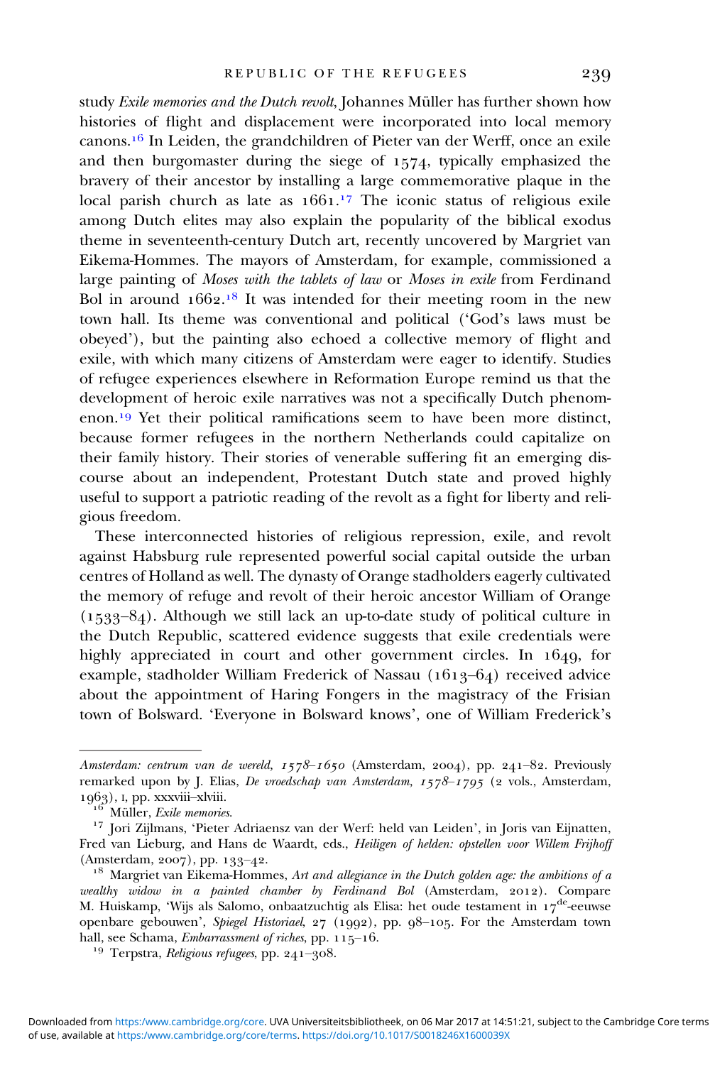study *Exile memories and the Dutch revolt*, Johannes Müller has further shown how histories of flight and displacement were incorporated into local memory canons.[16] In Leiden, the grandchildren of Pieter van der Werff, once an exile and then burgomaster during the siege of 1574, typically emphasized the bravery of their ancestor by installing a large commemorative plaque in the local parish church as late as 1661.[17] The iconic status of religious exile among Dutch elites may also explain the popularity of the biblical exodus theme in seventeenth-century Dutch art, recently uncovered by Margriet van Eikema-Hommes. The mayors of Amsterdam, for example, commissioned a large painting of *Moses with the tablets of law* or *Moses in exile* from Ferdinand Bol in around 1662.[18] It was intended for their meeting room in the new town hall. Its theme was conventional and political ('God's laws must be obeyed'), but the painting also echoed a collective memory of flight and exile, with which many citizens of Amsterdam were eager to identify. Studies of refugee experiences elsewhere in Reformation Europe remind us that the development of heroic exile narratives was not a specifically Dutch phenomenon.[19] Yet their political ramifications seem to have been more distinct, because former refugees in the northern Netherlands could capitalize on their family history. Their stories of venerable suffering fit an emerging discourse about an independent, Protestant Dutch state and proved highly useful to support a patriotic reading of the revolt as a fight for liberty and religious freedom.

These interconnected histories of religious repression, exile, and revolt against Habsburg rule represented powerful social capital outside the urban centres of Holland as well. The dynasty of Orange stadholders eagerly cultivated the memory of refuge and revolt of their heroic ancestor William of Orange (1533–84). Although we still lack an up-to-date study of political culture in the Dutch Republic, scattered evidence suggests that exile credentials were highly appreciated in court and other government circles. In 1649, for example, stadholder William Frederick of Nassau (1613–64) received advice about the appointment of Haring Fongers in the magistracy of the Frisian town of Bolsward. 'Everyone in Bolsward knows', one of William Frederick's

---

*Amsterdam: centrum van de wereld, 1578–1650* (Amsterdam, 2004), pp. 241–82. Previously remarked upon by J. Elias, *De vroedschap van Amsterdam, 1578–1795* (2 vols., Amsterdam, 1963), I, pp. xxxviii–xlviii.

[16] Müller, *Exile memories*.

[17] Jori Zijlmans, 'Pieter Adriaensz van der Werf: held van Leiden', in Joris van Eijnatten, Fred van Lieburg, and Hans de Waardt, eds., *Heiligen of helden: opstellen voor Willem Frijhoff* (Amsterdam, 2007), pp. 133–42.

[18] Margriet van Eikema-Hommes, *Art and allegiance in the Dutch golden age: the ambitions of a wealthy widow in a painted chamber by Ferdinand Bol* (Amsterdam, 2012). Compare M. Huiskamp, 'Wijs als Salomo, onbaatzuchtig als Elisa: het oude testament in 17$^{de}$-eeuwse openbare gebouwen', *Spiegel Historiael*, 27 (1992), pp. 98–105. For the Amsterdam town hall, see Schama, *Embarrassment of riches*, pp. 115–16.

[19] Terpstra, *Religious refugees*, pp. 241–308.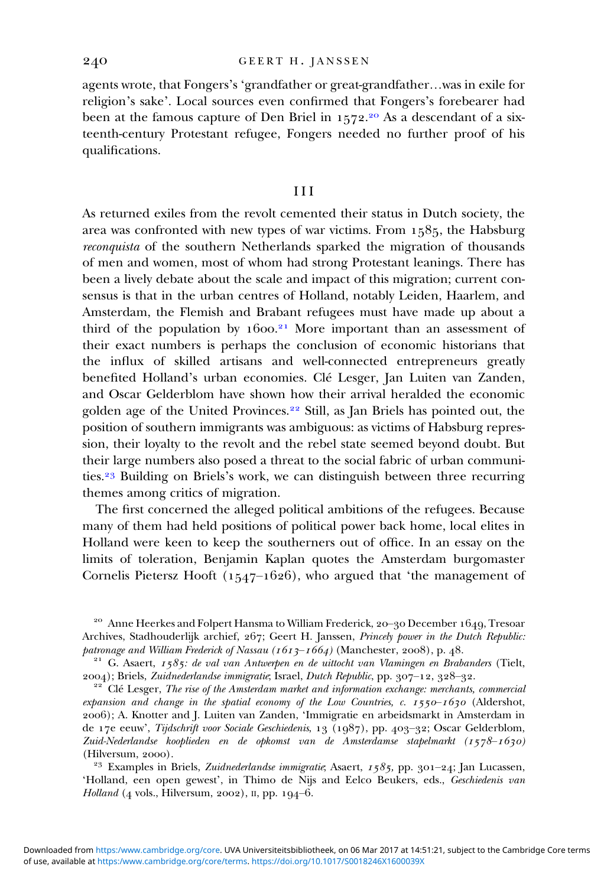agents wrote, that Fongers's 'grandfather or great-grandfather…was in exile for religion's sake'. Local sources even confirmed that Fongers's forebearer had been at the famous capture of Den Briel in 1572.[20] As a descendant of a sixteenth-century Protestant refugee, Fongers needed no further proof of his qualifications.

## III

As returned exiles from the revolt cemented their status in Dutch society, the area was confronted with new types of war victims. From 1585, the Habsburg *reconquista* of the southern Netherlands sparked the migration of thousands of men and women, most of whom had strong Protestant leanings. There has been a lively debate about the scale and impact of this migration; current consensus is that in the urban centres of Holland, notably Leiden, Haarlem, and Amsterdam, the Flemish and Brabant refugees must have made up about a third of the population by 1600.[21] More important than an assessment of their exact numbers is perhaps the conclusion of economic historians that the influx of skilled artisans and well-connected entrepreneurs greatly benefited Holland's urban economies. Clé Lesger, Jan Luiten van Zanden, and Oscar Gelderblom have shown how their arrival heralded the economic golden age of the United Provinces.[22] Still, as Jan Briels has pointed out, the position of southern immigrants was ambiguous: as victims of Habsburg repression, their loyalty to the revolt and the rebel state seemed beyond doubt. But their large numbers also posed a threat to the social fabric of urban communities.[23] Building on Briels's work, we can distinguish between three recurring themes among critics of migration.

The first concerned the alleged political ambitions of the refugees. Because many of them had held positions of political power back home, local elites in Holland were keen to keep the southerners out of office. In an essay on the limits of toleration, Benjamin Kaplan quotes the Amsterdam burgomaster Cornelis Pietersz Hooft (1547–1626), who argued that 'the management of

---

[20] Anne Heerkes and Folpert Hansma to William Frederick, 20–30 December 1649, Tresoar Archives, Stadhouderlijk archief, 267; Geert H. Janssen, *Princely power in the Dutch Republic: patronage and William Frederick of Nassau (1613–1664)* (Manchester, 2008), p. 48.

[21] G. Asaert, *1585: de val van Antwerpen en de uittocht van Vlamingen en Brabanders* (Tielt, 2004); Briels, *Zuidnederlandse immigratie*; Israel, *Dutch Republic*, pp. 307–12, 328–32.

[22] Clé Lesger, *The rise of the Amsterdam market and information exchange: merchants, commercial expansion and change in the spatial economy of the Low Countries, c. 1550–1630* (Aldershot, 2006); A. Knotter and J. Luiten van Zanden, 'Immigratie en arbeidsmarkt in Amsterdam in de 17e eeuw', *Tijdschrift voor Sociale Geschiedenis*, 13 (1987), pp. 403–32; Oscar Gelderblom, *Zuid-Nederlandse kooplieden en de opkomst van de Amsterdamse stapelmarkt (1578–1630)* (Hilversum, 2000).

[23] Examples in Briels, *Zuidnederlandse immigratie*; Asaert, *1585*, pp. 301–24; Jan Lucassen, 'Holland, een open gewest', in Thimo de Nijs and Eelco Beukers, eds., *Geschiedenis van Holland* (4 vols., Hilversum, 2002), II, pp. 194–6.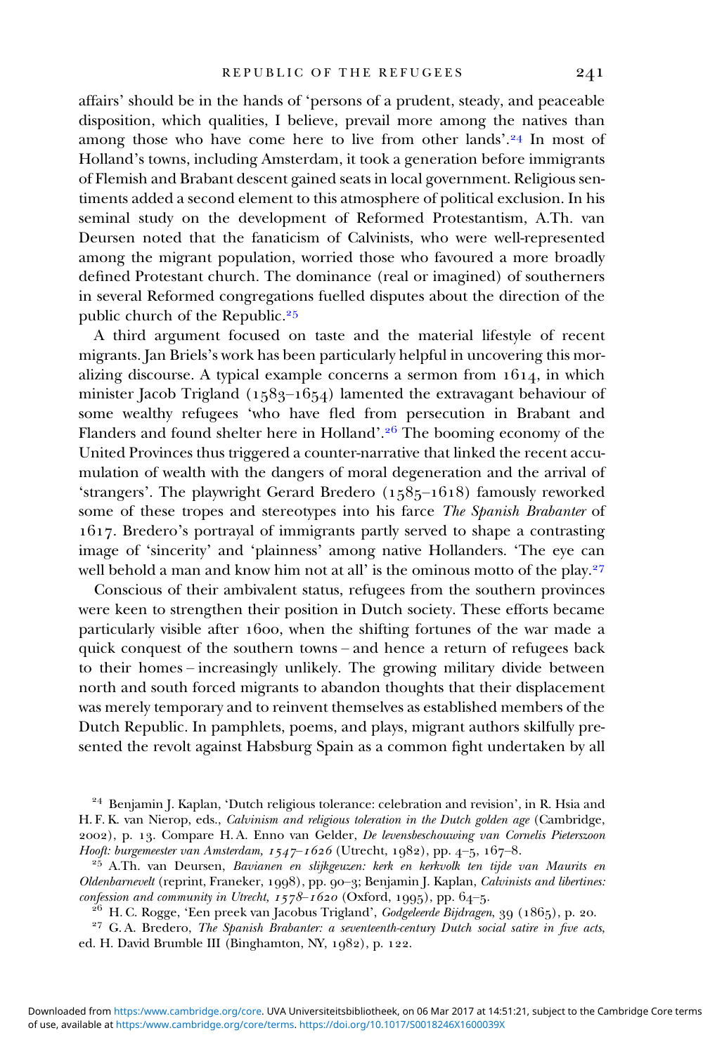affairs' should be in the hands of 'persons of a prudent, steady, and peaceable disposition, which qualities, I believe, prevail more among the natives than among those who have come here to live from other lands'.[24] In most of Holland's towns, including Amsterdam, it took a generation before immigrants of Flemish and Brabant descent gained seats in local government. Religious sentiments added a second element to this atmosphere of political exclusion. In his seminal study on the development of Reformed Protestantism, A.Th. van Deursen noted that the fanaticism of Calvinists, who were well-represented among the migrant population, worried those who favoured a more broadly defined Protestant church. The dominance (real or imagined) of southerners in several Reformed congregations fuelled disputes about the direction of the public church of the Republic.[25]

A third argument focused on taste and the material lifestyle of recent migrants. Jan Briels's work has been particularly helpful in uncovering this moralizing discourse. A typical example concerns a sermon from 1614, in which minister Jacob Trigland (1583–1654) lamented the extravagant behaviour of some wealthy refugees 'who have fled from persecution in Brabant and Flanders and found shelter here in Holland'.[26] The booming economy of the United Provinces thus triggered a counter-narrative that linked the recent accumulation of wealth with the dangers of moral degeneration and the arrival of 'strangers'. The playwright Gerard Bredero (1585–1618) famously reworked some of these tropes and stereotypes into his farce *The Spanish Brabanter* of 1617. Bredero's portrayal of immigrants partly served to shape a contrasting image of 'sincerity' and 'plainness' among native Hollanders. 'The eye can well behold a man and know him not at all' is the ominous motto of the play.[27]

Conscious of their ambivalent status, refugees from the southern provinces were keen to strengthen their position in Dutch society. These efforts became particularly visible after 1600, when the shifting fortunes of the war made a quick conquest of the southern towns – and hence a return of refugees back to their homes – increasingly unlikely. The growing military divide between north and south forced migrants to abandon thoughts that their displacement was merely temporary and to reinvent themselves as established members of the Dutch Republic. In pamphlets, poems, and plays, migrant authors skilfully presented the revolt against Habsburg Spain as a common fight undertaken by all

---

[24] Benjamin J. Kaplan, 'Dutch religious tolerance: celebration and revision', in R. Hsia and H. F. K. van Nierop, eds., *Calvinism and religious toleration in the Dutch golden age* (Cambridge, 2002), p. 13. Compare H.A. Enno van Gelder, *De levensbeschouwing van Cornelis Pieterszoon Hooft: burgemeester van Amsterdam, 1547–1626* (Utrecht, 1982), pp. 4–5, 167–8.

[25] A.Th. van Deursen, *Bavianen en slijkgeuzen: kerk en kerkvolk ten tijde van Maurits en Oldenbarnevelt* (reprint, Franeker, 1998), pp. 90–3; Benjamin J. Kaplan, *Calvinists and libertines: confession and community in Utrecht, 1578–1620* (Oxford, 1995), pp. 64–5.

[26] H. C. Rogge, 'Een preek van Jacobus Trigland', *Godgeleerde Bijdragen*, 39 (1865), p. 20.

[27] G. A. Bredero, *The Spanish Brabanter: a seventeenth-century Dutch social satire in five acts*, ed. H. David Brumble III (Binghamton, NY, 1982), p. 122.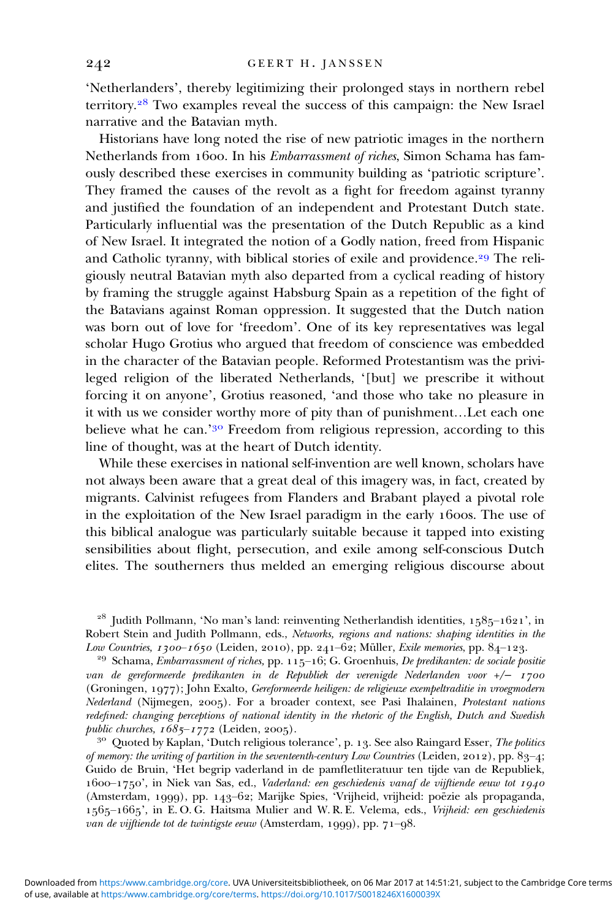'Netherlanders', thereby legitimizing their prolonged stays in northern rebel territory.[28] Two examples reveal the success of this campaign: the New Israel narrative and the Batavian myth.

Historians have long noted the rise of new patriotic images in the northern Netherlands from 1600. In his *Embarrassment of riches*, Simon Schama has famously described these exercises in community building as 'patriotic scripture'. They framed the causes of the revolt as a fight for freedom against tyranny and justified the foundation of an independent and Protestant Dutch state. Particularly influential was the presentation of the Dutch Republic as a kind of New Israel. It integrated the notion of a Godly nation, freed from Hispanic and Catholic tyranny, with biblical stories of exile and providence.[29] The religiously neutral Batavian myth also departed from a cyclical reading of history by framing the struggle against Habsburg Spain as a repetition of the fight of the Batavians against Roman oppression. It suggested that the Dutch nation was born out of love for 'freedom'. One of its key representatives was legal scholar Hugo Grotius who argued that freedom of conscience was embedded in the character of the Batavian people. Reformed Protestantism was the privileged religion of the liberated Netherlands, '[but] we prescribe it without forcing it on anyone', Grotius reasoned, 'and those who take no pleasure in it with us we consider worthy more of pity than of punishment…Let each one believe what he can.'[30] Freedom from religious repression, according to this line of thought, was at the heart of Dutch identity.

While these exercises in national self-invention are well known, scholars have not always been aware that a great deal of this imagery was, in fact, created by migrants. Calvinist refugees from Flanders and Brabant played a pivotal role in the exploitation of the New Israel paradigm in the early 1600s. The use of this biblical analogue was particularly suitable because it tapped into existing sensibilities about flight, persecution, and exile among self-conscious Dutch elites. The southerners thus melded an emerging religious discourse about

[28] Judith Pollmann, 'No man's land: reinventing Netherlandish identities, 1585–1621', in Robert Stein and Judith Pollmann, eds., *Networks, regions and nations: shaping identities in the Low Countries, 1300–1650* (Leiden, 2010), pp. 241–62; Müller, *Exile memories*, pp. 84–123.

[29] Schama, *Embarrassment of riches*, pp. 115–16; G. Groenhuis, *De predikanten: de sociale positie van de gereformeerde predikanten in de Republiek der verenigde Nederlanden voor +/– 1700* (Groningen, 1977); John Exalto, *Gereformeerde heiligen: de religieuze exempeltraditie in vroegmodern Nederland* (Nijmegen, 2005). For a broader context, see Pasi Ihalainen, *Protestant nations redefined: changing perceptions of national identity in the rhetoric of the English, Dutch and Swedish public churches, 1685–1772* (Leiden, 2005).

[30] Quoted by Kaplan, 'Dutch religious tolerance', p. 13. See also Raingard Esser, *The politics of memory: the writing of partition in the seventeenth-century Low Countries* (Leiden, 2012), pp. 83–4; Guido de Bruin, 'Het begrip vaderland in de pamfletliteratuur ten tijde van de Republiek, 1600–1750', in Niek van Sas, ed., *Vaderland: een geschiedenis vanaf de vijftiende eeuw tot 1940* (Amsterdam, 1999), pp. 143–62; Marijke Spies, 'Vrijheid, vrijheid: poëzie als propaganda, 1565–1665', in E. O. G. Haitsma Mulier and W. R. E. Velema, eds., *Vrijheid: een geschiedenis van de vijftiende tot de twintigste eeuw* (Amsterdam, 1999), pp. 71–98.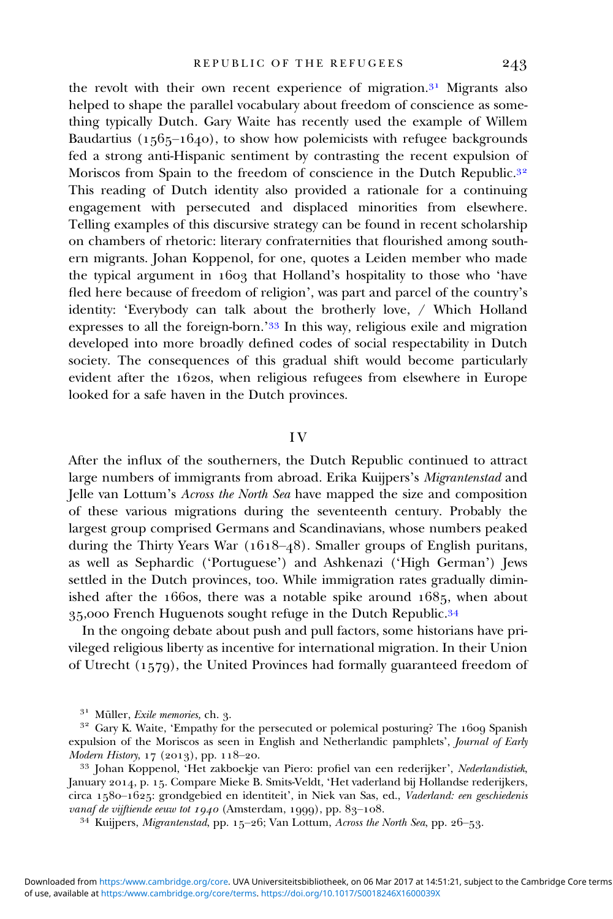the revolt with their own recent experience of migration.[31] Migrants also helped to shape the parallel vocabulary about freedom of conscience as something typically Dutch. Gary Waite has recently used the example of Willem Baudartius (1565–1640), to show how polemicists with refugee backgrounds fed a strong anti-Hispanic sentiment by contrasting the recent expulsion of Moriscos from Spain to the freedom of conscience in the Dutch Republic.[32] This reading of Dutch identity also provided a rationale for a continuing engagement with persecuted and displaced minorities from elsewhere. Telling examples of this discursive strategy can be found in recent scholarship on chambers of rhetoric: literary confraternities that flourished among southern migrants. Johan Koppenol, for one, quotes a Leiden member who made the typical argument in 1603 that Holland's hospitality to those who 'have fled here because of freedom of religion', was part and parcel of the country's identity: 'Everybody can talk about the brotherly love, / Which Holland expresses to all the foreign-born.'[33] In this way, religious exile and migration developed into more broadly defined codes of social respectability in Dutch society. The consequences of this gradual shift would become particularly evident after the 1620s, when religious refugees from elsewhere in Europe looked for a safe haven in the Dutch provinces.

## IV

After the influx of the southerners, the Dutch Republic continued to attract large numbers of immigrants from abroad. Erika Kuijpers's *Migrantenstad* and Jelle van Lottum's *Across the North Sea* have mapped the size and composition of these various migrations during the seventeenth century. Probably the largest group comprised Germans and Scandinavians, whose numbers peaked during the Thirty Years War (1618–48). Smaller groups of English puritans, as well as Sephardic ('Portuguese') and Ashkenazi ('High German') Jews settled in the Dutch provinces, too. While immigration rates gradually diminished after the 1660s, there was a notable spike around 1685, when about 35,000 French Huguenots sought refuge in the Dutch Republic.[34]

In the ongoing debate about push and pull factors, some historians have privileged religious liberty as incentive for international migration. In their Union of Utrecht (1579), the United Provinces had formally guaranteed freedom of

---

[31] Müller, *Exile memories,* ch. 3.

[32] Gary K. Waite, 'Empathy for the persecuted or polemical posturing? The 1609 Spanish expulsion of the Moriscos as seen in English and Netherlandic pamphlets', *Journal of Early Modern History*, 17 (2013), pp. 118–20.

[33] Johan Koppenol, 'Het zakboekje van Piero: profiel van een rederijker', *Nederlandistiek*, January 2014, p. 15. Compare Mieke B. Smits-Veldt, 'Het vaderland bij Hollandse rederijkers, circa 1580–1625: grondgebied en identiteit', in Niek van Sas, ed., *Vaderland: een geschiedenis vanaf de vijftiende eeuw tot 1940* (Amsterdam, 1999), pp. 83–108.

[34] Kuijpers, *Migrantenstad*, pp. 15–26; Van Lottum, *Across the North Sea*, pp. 26–53.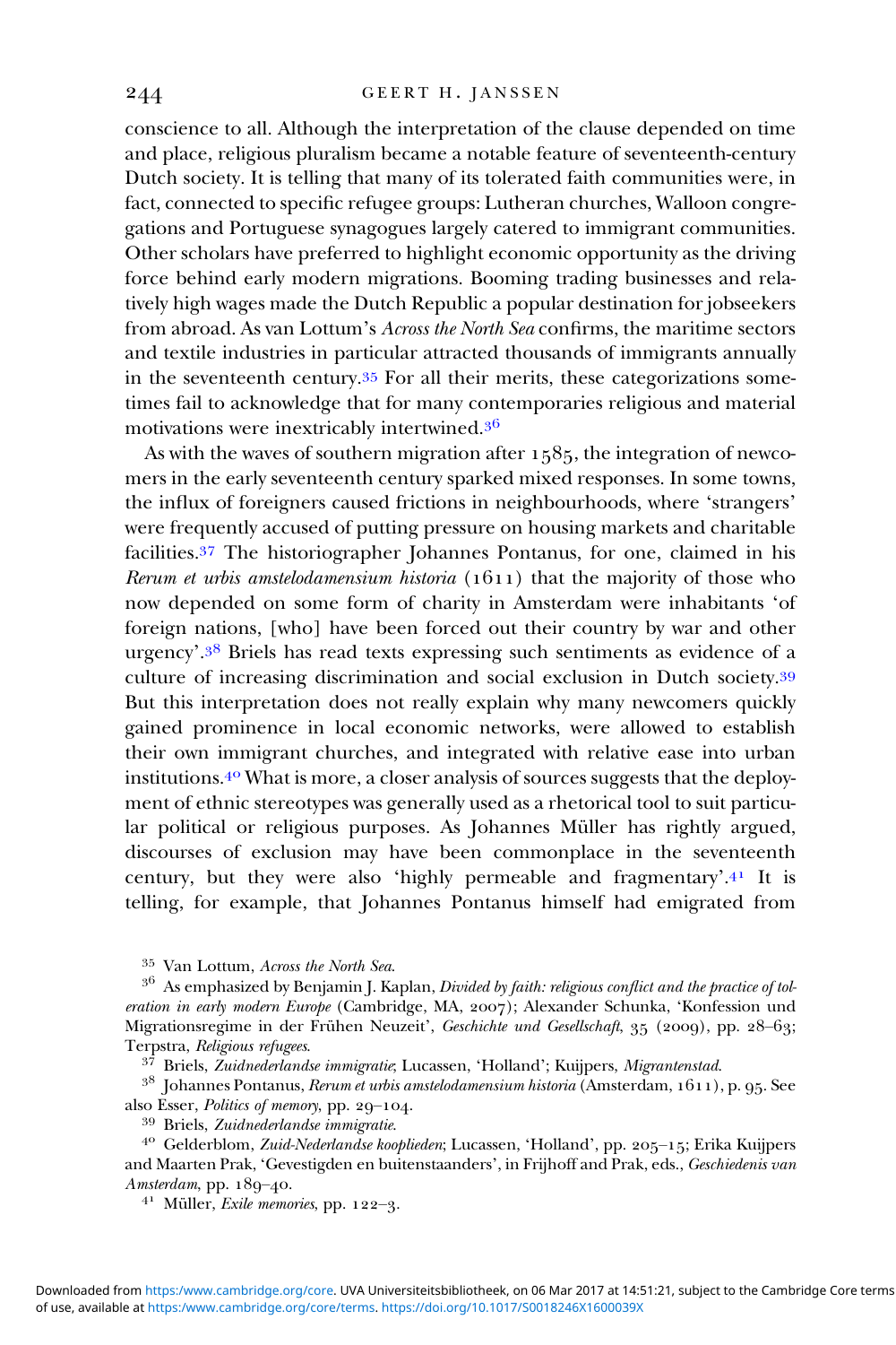conscience to all. Although the interpretation of the clause depended on time and place, religious pluralism became a notable feature of seventeenth-century Dutch society. It is telling that many of its tolerated faith communities were, in fact, connected to specific refugee groups: Lutheran churches, Walloon congregations and Portuguese synagogues largely catered to immigrant communities. Other scholars have preferred to highlight economic opportunity as the driving force behind early modern migrations. Booming trading businesses and relatively high wages made the Dutch Republic a popular destination for jobseekers from abroad. As van Lottum's *Across the North Sea* confirms, the maritime sectors and textile industries in particular attracted thousands of immigrants annually in the seventeenth century.[35] For all their merits, these categorizations sometimes fail to acknowledge that for many contemporaries religious and material motivations were inextricably intertwined.[36]

As with the waves of southern migration after 1585, the integration of newcomers in the early seventeenth century sparked mixed responses. In some towns, the influx of foreigners caused frictions in neighbourhoods, where 'strangers' were frequently accused of putting pressure on housing markets and charitable facilities.[37] The historiographer Johannes Pontanus, for one, claimed in his *Rerum et urbis amstelodamensium historia* (1611) that the majority of those who now depended on some form of charity in Amsterdam were inhabitants 'of foreign nations, [who] have been forced out their country by war and other urgency'.[38] Briels has read texts expressing such sentiments as evidence of a culture of increasing discrimination and social exclusion in Dutch society.[39] But this interpretation does not really explain why many newcomers quickly gained prominence in local economic networks, were allowed to establish their own immigrant churches, and integrated with relative ease into urban institutions.[40] What is more, a closer analysis of sources suggests that the deployment of ethnic stereotypes was generally used as a rhetorical tool to suit particular political or religious purposes. As Johannes Müller has rightly argued, discourses of exclusion may have been commonplace in the seventeenth century, but they were also 'highly permeable and fragmentary'.[41] It is telling, for example, that Johannes Pontanus himself had emigrated from

[35] Van Lottum, *Across the North Sea*.

[36] As emphasized by Benjamin J. Kaplan, *Divided by faith: religious conflict and the practice of toleration in early modern Europe* (Cambridge, MA, 2007); Alexander Schunka, 'Konfession und Migrationsregime in der Frühen Neuzeit', *Geschichte und Gesellschaft*, 35 (2009), pp. 28–63; Terpstra, *Religious refugees*.

[37] Briels, *Zuidnederlandse immigratie*; Lucassen, 'Holland'; Kuijpers, *Migrantenstad*.

[38] Johannes Pontanus, *Rerum et urbis amstelodamensium historia* (Amsterdam, 1611), p. 95. See also Esser, *Politics of memory*, pp. 29–104.

[39] Briels, *Zuidnederlandse immigratie*.

[40] Gelderblom, *Zuid-Nederlandse kooplieden*; Lucassen, 'Holland', pp. 205–15; Erika Kuijpers and Maarten Prak, 'Gevestigden en buitenstaanders', in Frijhoff and Prak, eds., *Geschiedenis van Amsterdam*, pp. 189–40.

[41] Müller, *Exile memories*, pp. 122–3.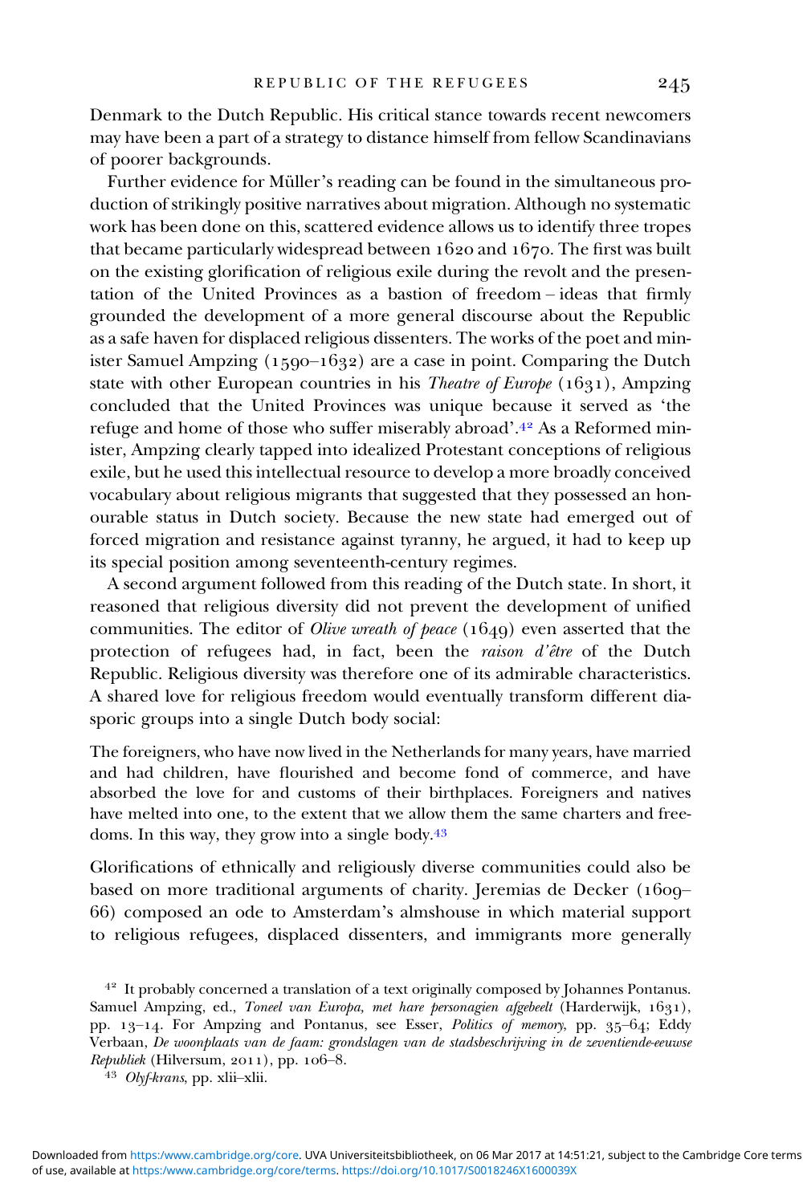Denmark to the Dutch Republic. His critical stance towards recent newcomers may have been a part of a strategy to distance himself from fellow Scandinavians of poorer backgrounds.

Further evidence for Müller's reading can be found in the simultaneous production of strikingly positive narratives about migration. Although no systematic work has been done on this, scattered evidence allows us to identify three tropes that became particularly widespread between 1620 and 1670. The first was built on the existing glorification of religious exile during the revolt and the presentation of the United Provinces as a bastion of freedom – ideas that firmly grounded the development of a more general discourse about the Republic as a safe haven for displaced religious dissenters. The works of the poet and minister Samuel Ampzing (1590–1632) are a case in point. Comparing the Dutch state with other European countries in his *Theatre of Europe* (1631), Ampzing concluded that the United Provinces was unique because it served as 'the refuge and home of those who suffer miserably abroad'.[42] As a Reformed minister, Ampzing clearly tapped into idealized Protestant conceptions of religious exile, but he used this intellectual resource to develop a more broadly conceived vocabulary about religious migrants that suggested that they possessed an honourable status in Dutch society. Because the new state had emerged out of forced migration and resistance against tyranny, he argued, it had to keep up its special position among seventeenth-century regimes.

A second argument followed from this reading of the Dutch state. In short, it reasoned that religious diversity did not prevent the development of unified communities. The editor of *Olive wreath of peace* (1649) even asserted that the protection of refugees had, in fact, been the *raison d'être* of the Dutch Republic. Religious diversity was therefore one of its admirable characteristics. A shared love for religious freedom would eventually transform different diasporic groups into a single Dutch body social:

> The foreigners, who have now lived in the Netherlands for many years, have married and had children, have flourished and become fond of commerce, and have absorbed the love for and customs of their birthplaces. Foreigners and natives have melted into one, to the extent that we allow them the same charters and freedoms. In this way, they grow into a single body.[43]

Glorifications of ethnically and religiously diverse communities could also be based on more traditional arguments of charity. Jeremias de Decker (1609–66) composed an ode to Amsterdam's almshouse in which material support to religious refugees, displaced dissenters, and immigrants more generally

---

[42] It probably concerned a translation of a text originally composed by Johannes Pontanus. Samuel Ampzing, ed., *Toneel van Europa, met hare personagien afgebeelt* (Harderwijk, 1631), pp. 13–14. For Ampzing and Pontanus, see Esser, *Politics of memory*, pp. 35–64; Eddy Verbaan, *De woonplaats van de faam: grondslagen van de stadsbeschrijving in de zeventiende-eeuwse Republiek* (Hilversum, 2011), pp. 106–8.

[43] *Olyf-krans*, pp. xlii–xlii.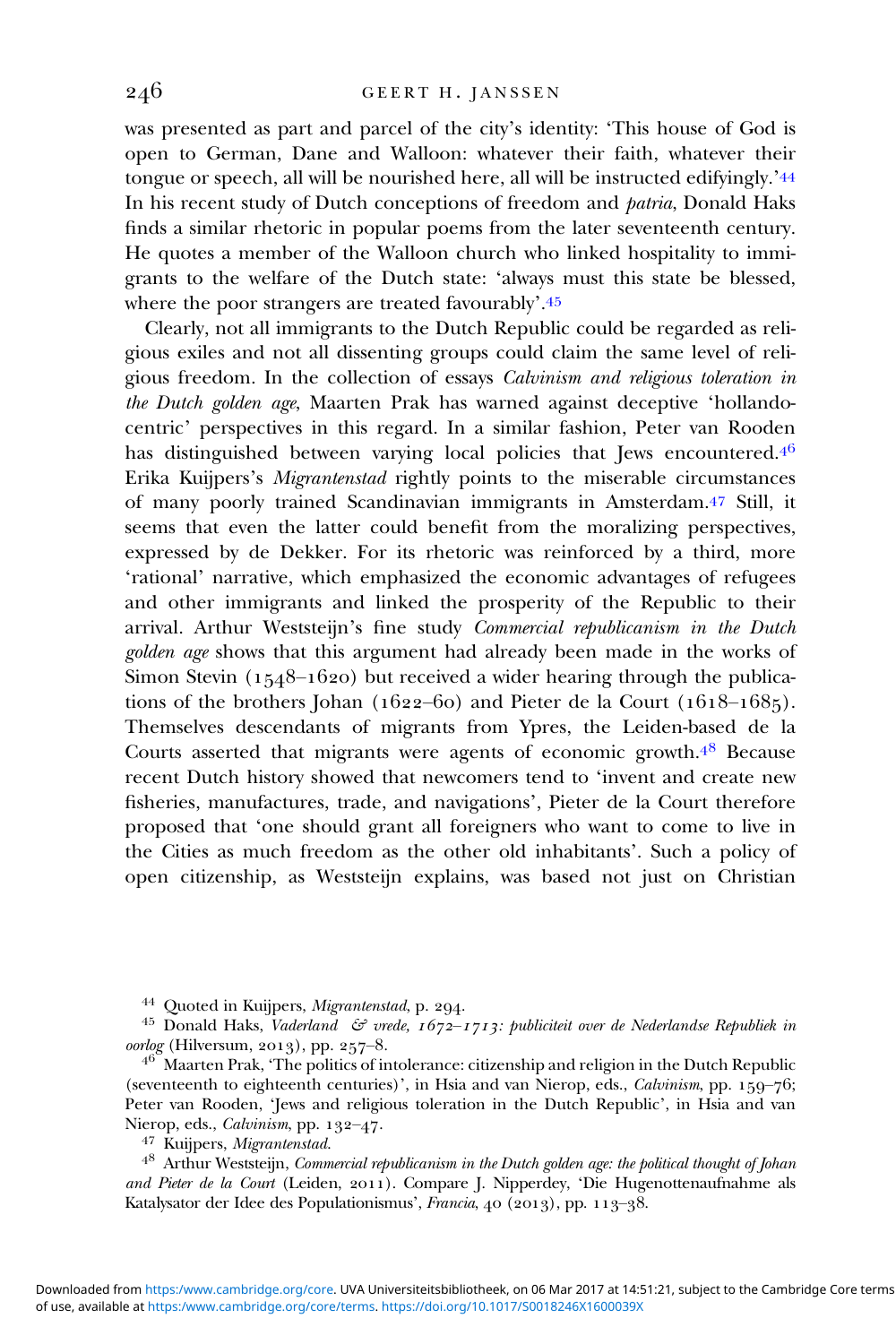was presented as part and parcel of the city's identity: 'This house of God is open to German, Dane and Walloon: whatever their faith, whatever their tongue or speech, all will be nourished here, all will be instructed edifyingly.'[44] In his recent study of Dutch conceptions of freedom and *patria*, Donald Haks finds a similar rhetoric in popular poems from the later seventeenth century. He quotes a member of the Walloon church who linked hospitality to immigrants to the welfare of the Dutch state: 'always must this state be blessed, where the poor strangers are treated favourably'.[45]

Clearly, not all immigrants to the Dutch Republic could be regarded as religious exiles and not all dissenting groups could claim the same level of religious freedom. In the collection of essays *Calvinism and religious toleration in the Dutch golden age*, Maarten Prak has warned against deceptive 'hollandocentric' perspectives in this regard. In a similar fashion, Peter van Rooden has distinguished between varying local policies that Jews encountered.[46] Erika Kuijpers's *Migrantenstad* rightly points to the miserable circumstances of many poorly trained Scandinavian immigrants in Amsterdam.[47] Still, it seems that even the latter could benefit from the moralizing perspectives, expressed by de Dekker. For its rhetoric was reinforced by a third, more 'rational' narrative, which emphasized the economic advantages of refugees and other immigrants and linked the prosperity of the Republic to their arrival. Arthur Weststeijn's fine study *Commercial republicanism in the Dutch golden age* shows that this argument had already been made in the works of Simon Stevin (1548–1620) but received a wider hearing through the publications of the brothers Johan (1622–60) and Pieter de la Court (1618–1685). Themselves descendants of migrants from Ypres, the Leiden-based de la Courts asserted that migrants were agents of economic growth.[48] Because recent Dutch history showed that newcomers tend to 'invent and create new fisheries, manufactures, trade, and navigations', Pieter de la Court therefore proposed that 'one should grant all foreigners who want to come to live in the Cities as much freedom as the other old inhabitants'. Such a policy of open citizenship, as Weststeijn explains, was based not just on Christian

[44] Quoted in Kuijpers, *Migrantenstad*, p. 294.

[45] Donald Haks, *Vaderland & vrede, 1672–1713: publiciteit over de Nederlandse Republiek in oorlog* (Hilversum, 2013), pp. 257–8.

[46] Maarten Prak, 'The politics of intolerance: citizenship and religion in the Dutch Republic (seventeenth to eighteenth centuries)', in Hsia and van Nierop, eds., *Calvinism*, pp. 159–76; Peter van Rooden, 'Jews and religious toleration in the Dutch Republic', in Hsia and van Nierop, eds., *Calvinism*, pp. 132–47.

[47] Kuijpers, *Migrantenstad*.

[48] Arthur Weststeijn, *Commercial republicanism in the Dutch golden age: the political thought of Johan and Pieter de la Court* (Leiden, 2011). Compare J. Nipperdey, 'Die Hugenottenaufnahme als Katalysator der Idee des Populationismus', *Francia*, 40 (2013), pp. 113–38.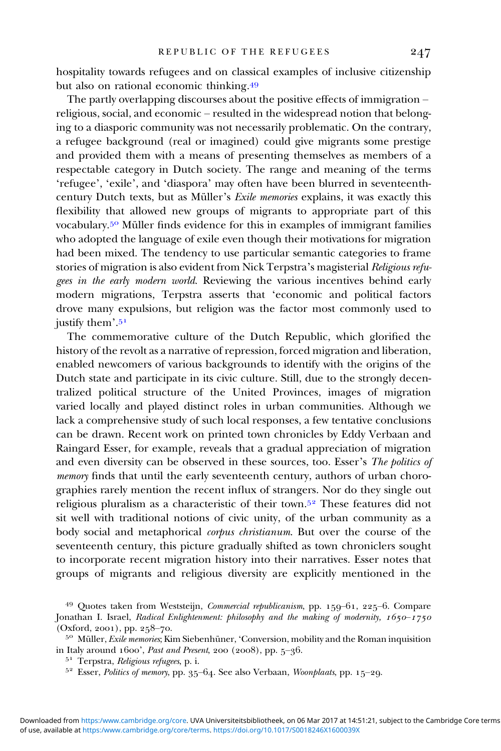hospitality towards refugees and on classical examples of inclusive citizenship but also on rational economic thinking.[49]

The partly overlapping discourses about the positive effects of immigration – religious, social, and economic – resulted in the widespread notion that belonging to a diasporic community was not necessarily problematic. On the contrary, a refugee background (real or imagined) could give migrants some prestige and provided them with a means of presenting themselves as members of a respectable category in Dutch society. The range and meaning of the terms 'refugee', 'exile', and 'diaspora' may often have been blurred in seventeenth-century Dutch texts, but as Müller's *Exile memories* explains, it was exactly this flexibility that allowed new groups of migrants to appropriate part of this vocabulary.[50] Müller finds evidence for this in examples of immigrant families who adopted the language of exile even though their motivations for migration had been mixed. The tendency to use particular semantic categories to frame stories of migration is also evident from Nick Terpstra's magisterial *Religious refugees in the early modern world*. Reviewing the various incentives behind early modern migrations, Terpstra asserts that 'economic and political factors drove many expulsions, but religion was the factor most commonly used to justify them'.[51]

The commemorative culture of the Dutch Republic, which glorified the history of the revolt as a narrative of repression, forced migration and liberation, enabled newcomers of various backgrounds to identify with the origins of the Dutch state and participate in its civic culture. Still, due to the strongly decentralized political structure of the United Provinces, images of migration varied locally and played distinct roles in urban communities. Although we lack a comprehensive study of such local responses, a few tentative conclusions can be drawn. Recent work on printed town chronicles by Eddy Verbaan and Raingard Esser, for example, reveals that a gradual appreciation of migration and even diversity can be observed in these sources, too. Esser's *The politics of memory* finds that until the early seventeenth century, authors of urban chorographies rarely mention the recent influx of strangers. Nor do they single out religious pluralism as a characteristic of their town.[52] These features did not sit well with traditional notions of civic unity, of the urban community as a body social and metaphorical *corpus christianum*. But over the course of the seventeenth century, this picture gradually shifted as town chroniclers sought to incorporate recent migration history into their narratives. Esser notes that groups of migrants and religious diversity are explicitly mentioned in the

---

[49] Quotes taken from Weststeijn, *Commercial republicanism*, pp. 159–61, 225–6. Compare Jonathan I. Israel, *Radical Enlightenment: philosophy and the making of modernity, 1650–1750* (Oxford, 2001), pp. 258–70.

[50] Müller, *Exile memories*; Kim Siebenhüner, 'Conversion, mobility and the Roman inquisition in Italy around 1600', *Past and Present*, 200 (2008), pp. 5–36.

[51] Terpstra, *Religious refugees*, p. i.

[52] Esser, *Politics of memory*, pp. 35–64. See also Verbaan, *Woonplaats*, pp. 15–29.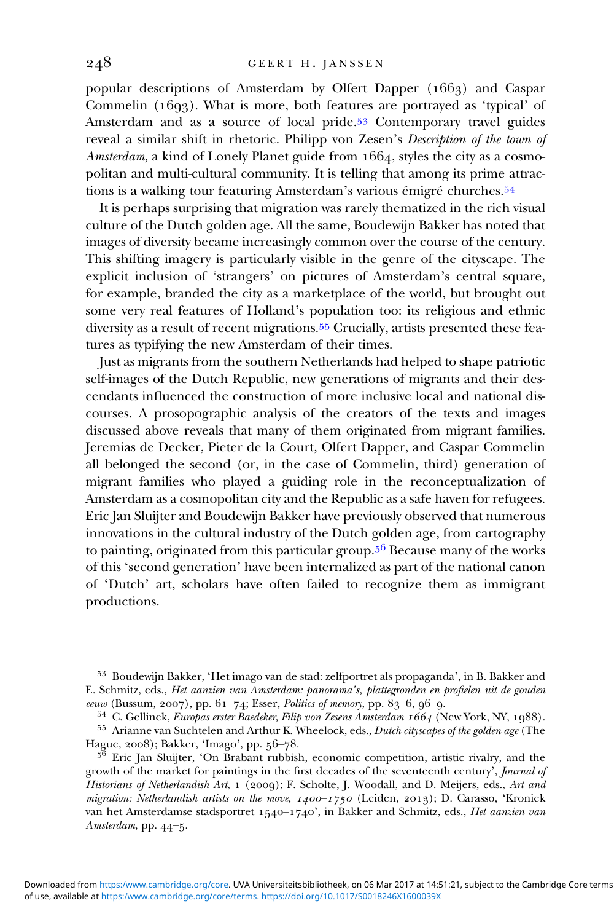popular descriptions of Amsterdam by Olfert Dapper (1663) and Caspar Commelin (1693). What is more, both features are portrayed as 'typical' of Amsterdam and as a source of local pride.[53] Contemporary travel guides reveal a similar shift in rhetoric. Philipp von Zesen's *Description of the town of Amsterdam*, a kind of Lonely Planet guide from 1664, styles the city as a cosmopolitan and multi-cultural community. It is telling that among its prime attractions is a walking tour featuring Amsterdam's various émigré churches.[54]

It is perhaps surprising that migration was rarely thematized in the rich visual culture of the Dutch golden age. All the same, Boudewijn Bakker has noted that images of diversity became increasingly common over the course of the century. This shifting imagery is particularly visible in the genre of the cityscape. The explicit inclusion of 'strangers' on pictures of Amsterdam's central square, for example, branded the city as a marketplace of the world, but brought out some very real features of Holland's population too: its religious and ethnic diversity as a result of recent migrations.[55] Crucially, artists presented these features as typifying the new Amsterdam of their times.

Just as migrants from the southern Netherlands had helped to shape patriotic self-images of the Dutch Republic, new generations of migrants and their descendants influenced the construction of more inclusive local and national discourses. A prosopographic analysis of the creators of the texts and images discussed above reveals that many of them originated from migrant families. Jeremias de Decker, Pieter de la Court, Olfert Dapper, and Caspar Commelin all belonged the second (or, in the case of Commelin, third) generation of migrant families who played a guiding role in the reconceptualization of Amsterdam as a cosmopolitan city and the Republic as a safe haven for refugees. Eric Jan Sluijter and Boudewijn Bakker have previously observed that numerous innovations in the cultural industry of the Dutch golden age, from cartography to painting, originated from this particular group.[56] Because many of the works of this 'second generation' have been internalized as part of the national canon of 'Dutch' art, scholars have often failed to recognize them as immigrant productions.

---

[53] Boudewijn Bakker, 'Het imago van de stad: zelfportret als propaganda', in B. Bakker and E. Schmitz, eds., *Het aanzien van Amsterdam: panorama's, plattegronden en profielen uit de gouden eeuw* (Bussum, 2007), pp. 61–74; Esser, *Politics of memory*, pp. 83–6, 96–9.

[54] C. Gellinek, *Europas erster Baedeker, Filip von Zesens Amsterdam 1664* (New York, NY, 1988).

[55] Arianne van Suchtelen and Arthur K. Wheelock, eds., *Dutch cityscapes of the golden age* (The Hague, 2008); Bakker, 'Imago', pp. 56–78.

[56] Eric Jan Sluijter, 'On Brabant rubbish, economic competition, artistic rivalry, and the growth of the market for paintings in the first decades of the seventeenth century', *Journal of Historians of Netherlandish Art*, 1 (2009); F. Scholte, J. Woodall, and D. Meijers, eds., *Art and migration: Netherlandish artists on the move, 1400–1750* (Leiden, 2013); D. Carasso, 'Kroniek van het Amsterdamse stadsportret 1540–1740', in Bakker and Schmitz, eds., *Het aanzien van Amsterdam*, pp. 44–5.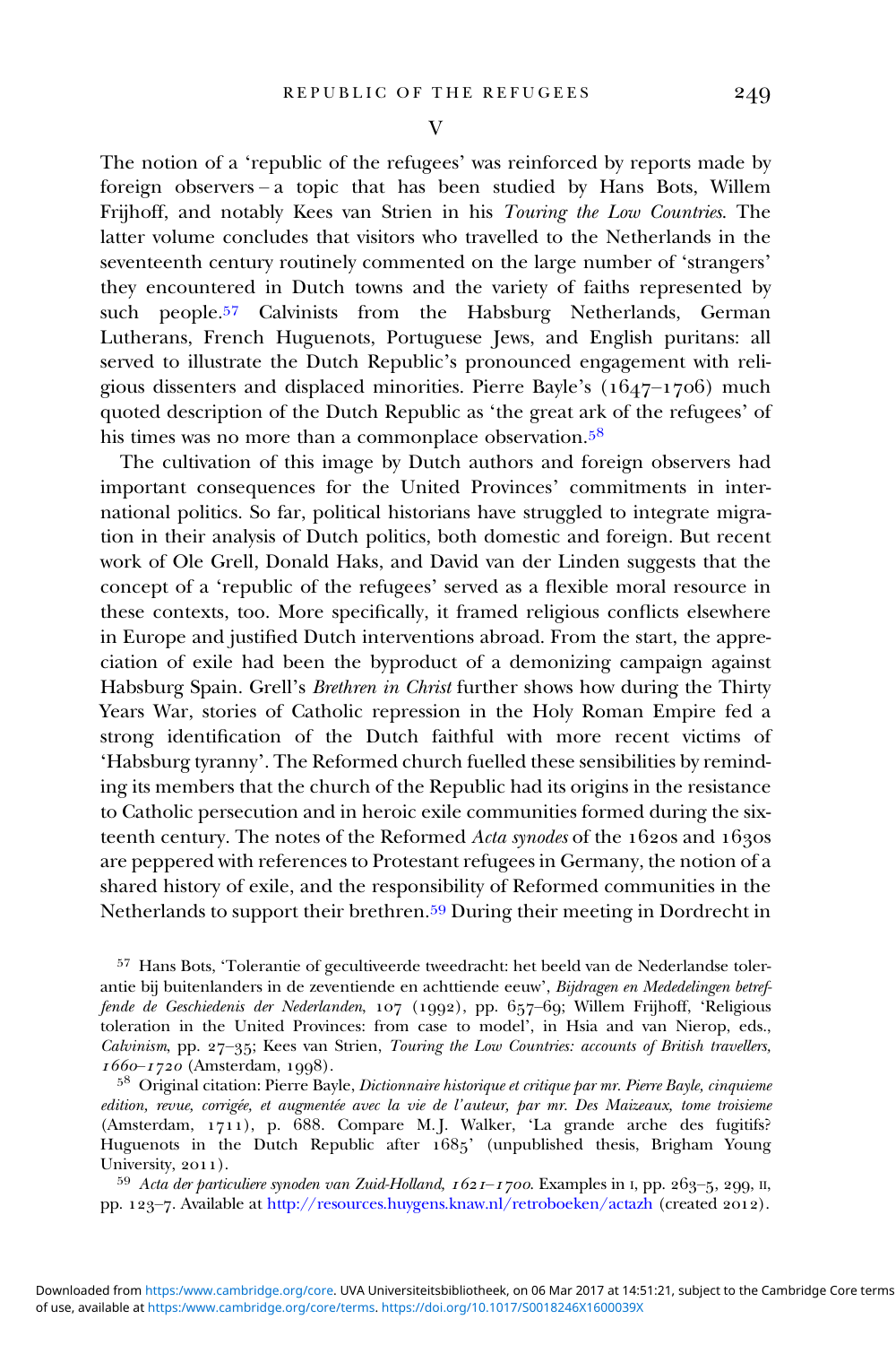## V

The notion of a 'republic of the refugees' was reinforced by reports made by foreign observers – a topic that has been studied by Hans Bots, Willem Frijhoff, and notably Kees van Strien in his *Touring the Low Countries*. The latter volume concludes that visitors who travelled to the Netherlands in the seventeenth century routinely commented on the large number of 'strangers' they encountered in Dutch towns and the variety of faiths represented by such people.[57] Calvinists from the Habsburg Netherlands, German Lutherans, French Huguenots, Portuguese Jews, and English puritans: all served to illustrate the Dutch Republic's pronounced engagement with religious dissenters and displaced minorities. Pierre Bayle's (1647–1706) much quoted description of the Dutch Republic as 'the great ark of the refugees' of his times was no more than a commonplace observation.[58]

The cultivation of this image by Dutch authors and foreign observers had important consequences for the United Provinces' commitments in international politics. So far, political historians have struggled to integrate migration in their analysis of Dutch politics, both domestic and foreign. But recent work of Ole Grell, Donald Haks, and David van der Linden suggests that the concept of a 'republic of the refugees' served as a flexible moral resource in these contexts, too. More specifically, it framed religious conflicts elsewhere in Europe and justified Dutch interventions abroad. From the start, the appreciation of exile had been the byproduct of a demonizing campaign against Habsburg Spain. Grell's *Brethren in Christ* further shows how during the Thirty Years War, stories of Catholic repression in the Holy Roman Empire fed a strong identification of the Dutch faithful with more recent victims of 'Habsburg tyranny'. The Reformed church fuelled these sensibilities by reminding its members that the church of the Republic had its origins in the resistance to Catholic persecution and in heroic exile communities formed during the sixteenth century. The notes of the Reformed *Acta synodes* of the 1620s and 1630s are peppered with references to Protestant refugees in Germany, the notion of a shared history of exile, and the responsibility of Reformed communities in the Netherlands to support their brethren.[59] During their meeting in Dordrecht in

---

[57] Hans Bots, 'Tolerantie of gecultiveerde tweedracht: het beeld van de Nederlandse tolerantie bij buitenlanders in de zeventiende en achttiende eeuw', *Bijdragen en Mededelingen betreffende de Geschiedenis der Nederlanden*, 107 (1992), pp. 657–69; Willem Frijhoff, 'Religious toleration in the United Provinces: from case to model', in Hsia and van Nierop, eds., *Calvinism*, pp. 27–35; Kees van Strien, *Touring the Low Countries: accounts of British travellers, 1660–1720* (Amsterdam, 1998).

[58] Original citation: Pierre Bayle, *Dictionnaire historique et critique par mr. Pierre Bayle, cinquieme edition, revue, corrigée, et augmentée avec la vie de l'auteur, par mr. Des Maizeaux, tome troisieme* (Amsterdam, 1711), p. 688. Compare M. J. Walker, 'La grande arche des fugitifs? Huguenots in the Dutch Republic after 1685' (unpublished thesis, Brigham Young University, 2011).

[59] *Acta der particuliere synoden van Zuid-Holland, 1621–1700*. Examples in I, pp. 263–5, 299, II, pp. 123–7. Available at http://resources.huygens.knaw.nl/retroboeken/actazh (created 2012).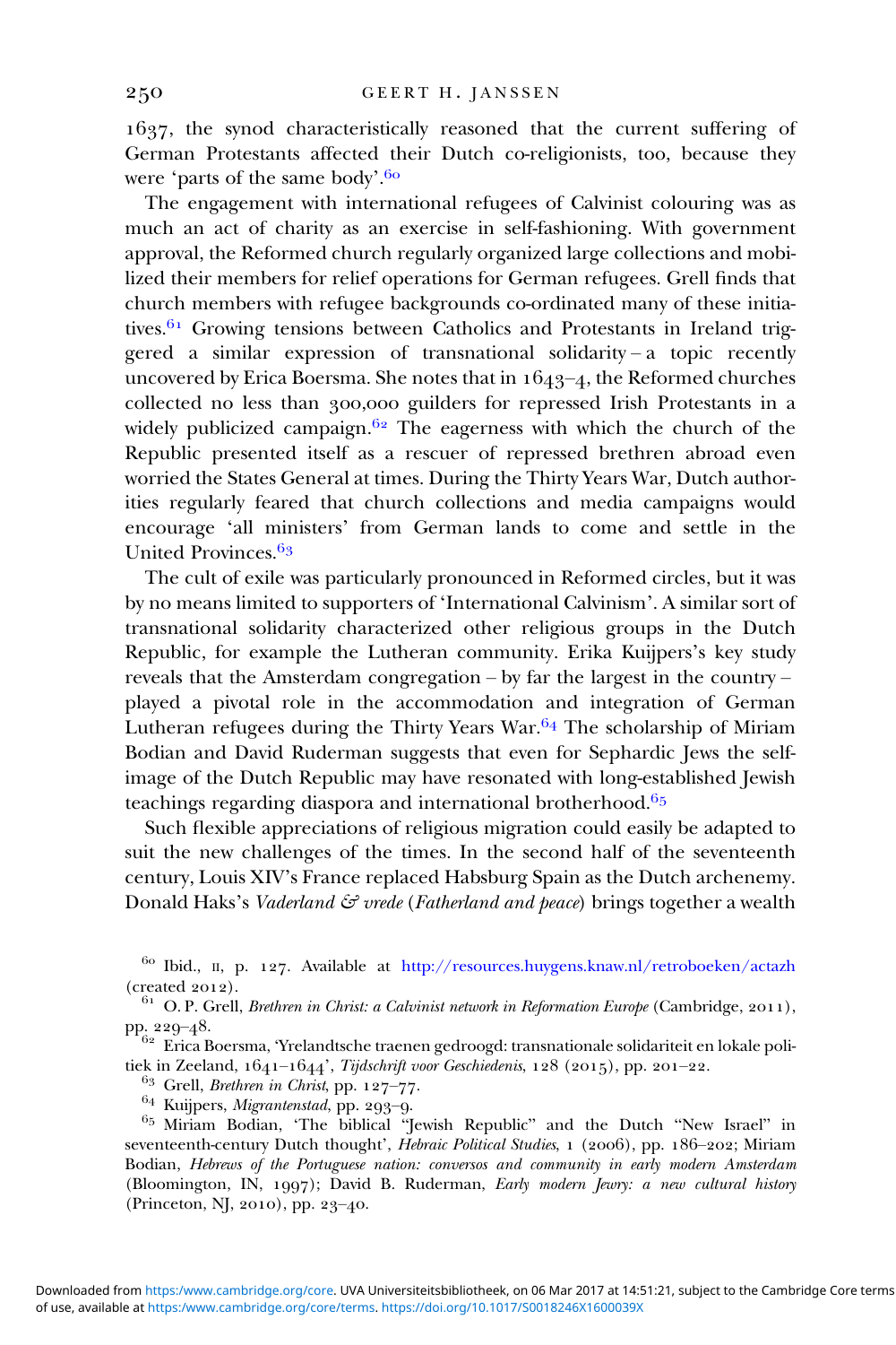1637, the synod characteristically reasoned that the current suffering of German Protestants affected their Dutch co-religionists, too, because they were 'parts of the same body'.[60]

The engagement with international refugees of Calvinist colouring was as much an act of charity as an exercise in self-fashioning. With government approval, the Reformed church regularly organized large collections and mobilized their members for relief operations for German refugees. Grell finds that church members with refugee backgrounds co-ordinated many of these initiatives.[61] Growing tensions between Catholics and Protestants in Ireland triggered a similar expression of transnational solidarity – a topic recently uncovered by Erica Boersma. She notes that in 1643–4, the Reformed churches collected no less than 300,000 guilders for repressed Irish Protestants in a widely publicized campaign.[62] The eagerness with which the church of the Republic presented itself as a rescuer of repressed brethren abroad even worried the States General at times. During the Thirty Years War, Dutch authorities regularly feared that church collections and media campaigns would encourage 'all ministers' from German lands to come and settle in the United Provinces.[63]

The cult of exile was particularly pronounced in Reformed circles, but it was by no means limited to supporters of 'International Calvinism'. A similar sort of transnational solidarity characterized other religious groups in the Dutch Republic, for example the Lutheran community. Erika Kuijpers's key study reveals that the Amsterdam congregation – by far the largest in the country – played a pivotal role in the accommodation and integration of German Lutheran refugees during the Thirty Years War.[64] The scholarship of Miriam Bodian and David Ruderman suggests that even for Sephardic Jews the self-image of the Dutch Republic may have resonated with long-established Jewish teachings regarding diaspora and international brotherhood.[65]

Such flexible appreciations of religious migration could easily be adapted to suit the new challenges of the times. In the second half of the seventeenth century, Louis XIV's France replaced Habsburg Spain as the Dutch archenemy. Donald Haks's *Vaderland & vrede* (*Fatherland and peace*) brings together a wealth

---

[60] Ibid., II, p. 127. Available at http://resources.huygens.knaw.nl/retroboeken/actazh (created 2012).

[61] O. P. Grell, *Brethren in Christ: a Calvinist network in Reformation Europe* (Cambridge, 2011), pp. 229–48.

[62] Erica Boersma, 'Yrelandtsche traenen gedroogd: transnationale solidariteit en lokale politiek in Zeeland, 1641–1644', *Tijdschrift voor Geschiedenis*, 128 (2015), pp. 201–22.

[63] Grell, *Brethren in Christ*, pp. 127–77.

[64] Kuijpers, *Migrantenstad*, pp. 293–9.

[65] Miriam Bodian, 'The biblical "Jewish Republic" and the Dutch "New Israel" in seventeenth-century Dutch thought', *Hebraic Political Studies*, 1 (2006), pp. 186–202; Miriam Bodian, *Hebrews of the Portuguese nation: conversos and community in early modern Amsterdam* (Bloomington, IN, 1997); David B. Ruderman, *Early modern Jewry: a new cultural history* (Princeton, NJ, 2010), pp. 23–40.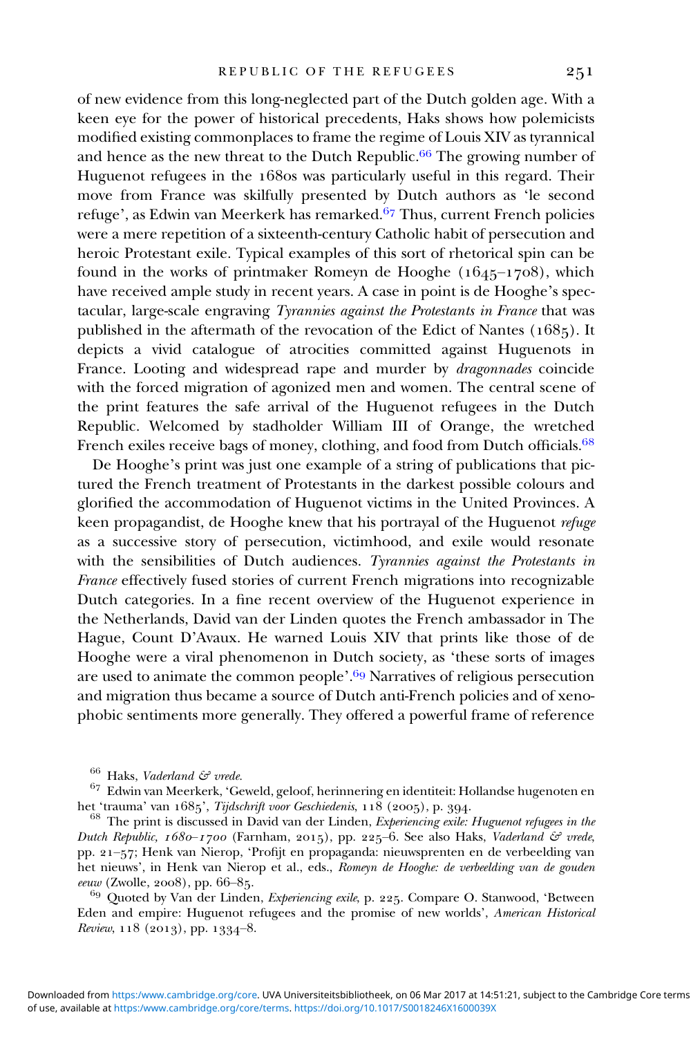of new evidence from this long-neglected part of the Dutch golden age. With a keen eye for the power of historical precedents, Haks shows how polemicists modified existing commonplaces to frame the regime of Louis XIV as tyrannical and hence as the new threat to the Dutch Republic.[66] The growing number of Huguenot refugees in the 1680s was particularly useful in this regard. Their move from France was skilfully presented by Dutch authors as 'le second refuge', as Edwin van Meerkerk has remarked.[67] Thus, current French policies were a mere repetition of a sixteenth-century Catholic habit of persecution and heroic Protestant exile. Typical examples of this sort of rhetorical spin can be found in the works of printmaker Romeyn de Hooghe (1645–1708), which have received ample study in recent years. A case in point is de Hooghe's spectacular, large-scale engraving *Tyrannies against the Protestants in France* that was published in the aftermath of the revocation of the Edict of Nantes (1685). It depicts a vivid catalogue of atrocities committed against Huguenots in France. Looting and widespread rape and murder by *dragonnades* coincide with the forced migration of agonized men and women. The central scene of the print features the safe arrival of the Huguenot refugees in the Dutch Republic. Welcomed by stadholder William III of Orange, the wretched French exiles receive bags of money, clothing, and food from Dutch officials.[68]

De Hooghe's print was just one example of a string of publications that pictured the French treatment of Protestants in the darkest possible colours and glorified the accommodation of Huguenot victims in the United Provinces. A keen propagandist, de Hooghe knew that his portrayal of the Huguenot *refuge* as a successive story of persecution, victimhood, and exile would resonate with the sensibilities of Dutch audiences. *Tyrannies against the Protestants in France* effectively fused stories of current French migrations into recognizable Dutch categories. In a fine recent overview of the Huguenot experience in the Netherlands, David van der Linden quotes the French ambassador in The Hague, Count D'Avaux. He warned Louis XIV that prints like those of de Hooghe were a viral phenomenon in Dutch society, as 'these sorts of images are used to animate the common people'.[69] Narratives of religious persecution and migration thus became a source of Dutch anti-French policies and of xenophobic sentiments more generally. They offered a powerful frame of reference

---

[66] Haks, *Vaderland & vrede.*

[67] Edwin van Meerkerk, 'Geweld, geloof, herinnering en identiteit: Hollandse hugenoten en het 'trauma' van 1685', *Tijdschrift voor Geschiedenis*, 118 (2005), p. 394.

[68] The print is discussed in David van der Linden, *Experiencing exile: Huguenot refugees in the Dutch Republic, 1680–1700* (Farnham, 2015), pp. 225–6. See also Haks, *Vaderland & vrede*, pp. 21–57; Henk van Nierop, 'Profijt en propaganda: nieuwsprenten en de verbeelding van het nieuws', in Henk van Nierop et al., eds., *Romeyn de Hooghe: de verbeelding van de gouden eeuw* (Zwolle, 2008), pp. 66–85.

[69] Quoted by Van der Linden, *Experiencing exile*, p. 225. Compare O. Stanwood, 'Between Eden and empire: Huguenot refugees and the promise of new worlds', *American Historical Review*, 118 (2013), pp. 1334–8.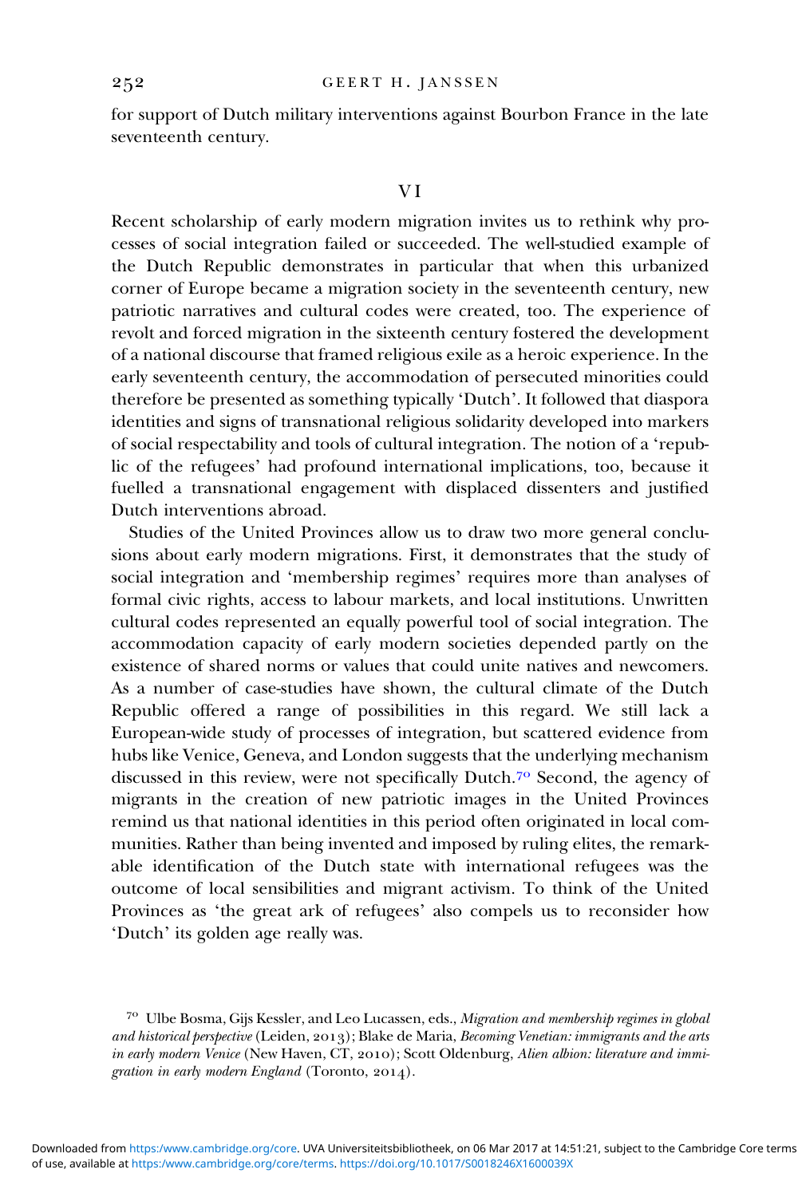for support of Dutch military interventions against Bourbon France in the late seventeenth century.

## VI

Recent scholarship of early modern migration invites us to rethink why processes of social integration failed or succeeded. The well-studied example of the Dutch Republic demonstrates in particular that when this urbanized corner of Europe became a migration society in the seventeenth century, new patriotic narratives and cultural codes were created, too. The experience of revolt and forced migration in the sixteenth century fostered the development of a national discourse that framed religious exile as a heroic experience. In the early seventeenth century, the accommodation of persecuted minorities could therefore be presented as something typically 'Dutch'. It followed that diaspora identities and signs of transnational religious solidarity developed into markers of social respectability and tools of cultural integration. The notion of a 'republic of the refugees' had profound international implications, too, because it fuelled a transnational engagement with displaced dissenters and justified Dutch interventions abroad.

Studies of the United Provinces allow us to draw two more general conclusions about early modern migrations. First, it demonstrates that the study of social integration and 'membership regimes' requires more than analyses of formal civic rights, access to labour markets, and local institutions. Unwritten cultural codes represented an equally powerful tool of social integration. The accommodation capacity of early modern societies depended partly on the existence of shared norms or values that could unite natives and newcomers. As a number of case-studies have shown, the cultural climate of the Dutch Republic offered a range of possibilities in this regard. We still lack a European-wide study of processes of integration, but scattered evidence from hubs like Venice, Geneva, and London suggests that the underlying mechanism discussed in this review, were not specifically Dutch.[70] Second, the agency of migrants in the creation of new patriotic images in the United Provinces remind us that national identities in this period often originated in local communities. Rather than being invented and imposed by ruling elites, the remarkable identification of the Dutch state with international refugees was the outcome of local sensibilities and migrant activism. To think of the United Provinces as 'the great ark of refugees' also compels us to reconsider how 'Dutch' its golden age really was.

[70] Ulbe Bosma, Gijs Kessler, and Leo Lucassen, eds., *Migration and membership regimes in global and historical perspective* (Leiden, 2013); Blake de Maria, *Becoming Venetian: immigrants and the arts in early modern Venice* (New Haven, CT, 2010); Scott Oldenburg, *Alien albion: literature and immigration in early modern England* (Toronto, 2014).